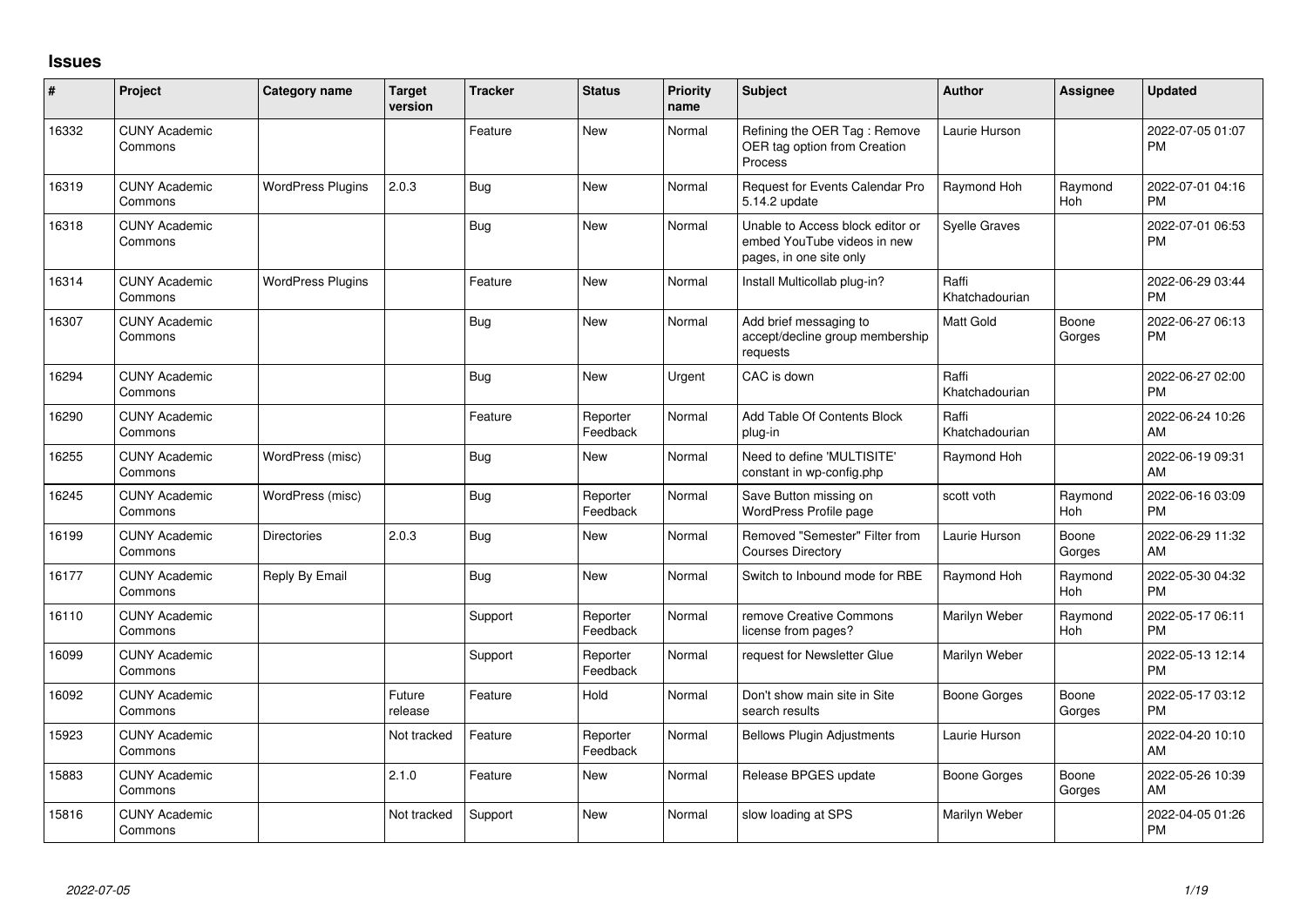## Issues

| # | Project | Category name | Target version | Tracker | Status | Priority name | Subject | Author | Assignee | Updated |
|---|---|---|---|---|---|---|---|---|---|---|
| 16332 | CUNY Academic Commons | | | Feature | New | Normal | Refining the OER Tag : Remove OER tag option from Creation Process | Laurie Hurson | | 2022-07-05 01:07 PM |
| 16319 | CUNY Academic Commons | WordPress Plugins | 2.0.3 | Bug | New | Normal | Request for Events Calendar Pro 5.14.2 update | Raymond Hoh | Raymond Hoh | 2022-07-01 04:16 PM |
| 16318 | CUNY Academic Commons | | | Bug | New | Normal | Unable to Access block editor or embed YouTube videos in new pages, in one site only | Syelle Graves | | 2022-07-01 06:53 PM |
| 16314 | CUNY Academic Commons | WordPress Plugins | | Feature | New | Normal | Install Multicollab plug-in? | Raffi Khatchadourian | | 2022-06-29 03:44 PM |
| 16307 | CUNY Academic Commons | | | Bug | New | Normal | Add brief messaging to accept/decline group membership requests | Matt Gold | Boone Gorges | 2022-06-27 06:13 PM |
| 16294 | CUNY Academic Commons | | | Bug | New | Urgent | CAC is down | Raffi Khatchadourian | | 2022-06-27 02:00 PM |
| 16290 | CUNY Academic Commons | | | Feature | Reporter Feedback | Normal | Add Table Of Contents Block plug-in | Raffi Khatchadourian | | 2022-06-24 10:26 AM |
| 16255 | CUNY Academic Commons | WordPress (misc) | | Bug | New | Normal | Need to define 'MULTISITE' constant in wp-config.php | Raymond Hoh | | 2022-06-19 09:31 AM |
| 16245 | CUNY Academic Commons | WordPress (misc) | | Bug | Reporter Feedback | Normal | Save Button missing on WordPress Profile page | scott voth | Raymond Hoh | 2022-06-16 03:09 PM |
| 16199 | CUNY Academic Commons | Directories | 2.0.3 | Bug | New | Normal | Removed "Semester" Filter from Courses Directory | Laurie Hurson | Boone Gorges | 2022-06-29 11:32 AM |
| 16177 | CUNY Academic Commons | Reply By Email | | Bug | New | Normal | Switch to Inbound mode for RBE | Raymond Hoh | Raymond Hoh | 2022-05-30 04:32 PM |
| 16110 | CUNY Academic Commons | | | Support | Reporter Feedback | Normal | remove Creative Commons license from pages? | Marilyn Weber | Raymond Hoh | 2022-05-17 06:11 PM |
| 16099 | CUNY Academic Commons | | | Support | Reporter Feedback | Normal | request for Newsletter Glue | Marilyn Weber | | 2022-05-13 12:14 PM |
| 16092 | CUNY Academic Commons | | Future release | Feature | Hold | Normal | Don't show main site in Site search results | Boone Gorges | Boone Gorges | 2022-05-17 03:12 PM |
| 15923 | CUNY Academic Commons | | Not tracked | Feature | Reporter Feedback | Normal | Bellows Plugin Adjustments | Laurie Hurson | | 2022-04-20 10:10 AM |
| 15883 | CUNY Academic Commons | | 2.1.0 | Feature | New | Normal | Release BPGES update | Boone Gorges | Boone Gorges | 2022-05-26 10:39 AM |
| 15816 | CUNY Academic Commons | | Not tracked | Support | New | Normal | slow loading at SPS | Marilyn Weber | | 2022-04-05 01:26 PM |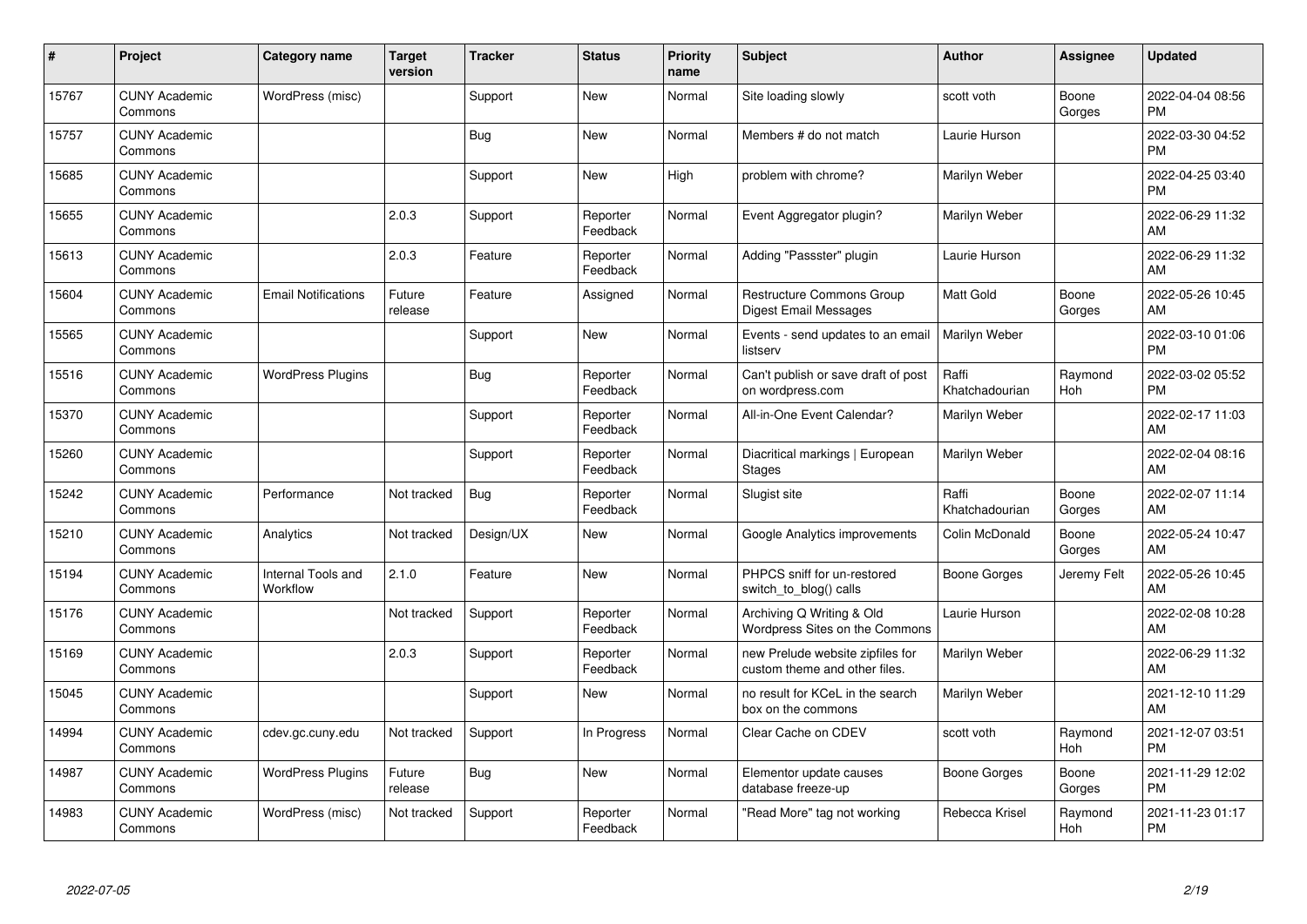| # | Project | Category name | Target version | Tracker | Status | Priority name | Subject | Author | Assignee | Updated |
|---|---|---|---|---|---|---|---|---|---|---|
| 15767 | CUNY Academic Commons | WordPress (misc) | | Support | New | Normal | Site loading slowly | scott voth | Boone Gorges | 2022-04-04 08:56 PM |
| 15757 | CUNY Academic Commons | | | Bug | New | Normal | Members # do not match | Laurie Hurson | | 2022-03-30 04:52 PM |
| 15685 | CUNY Academic Commons | | | Support | New | High | problem with chrome? | Marilyn Weber | | 2022-04-25 03:40 PM |
| 15655 | CUNY Academic Commons | | 2.0.3 | Support | Reporter Feedback | Normal | Event Aggregator plugin? | Marilyn Weber | | 2022-06-29 11:32 AM |
| 15613 | CUNY Academic Commons | | 2.0.3 | Feature | Reporter Feedback | Normal | Adding "Passster" plugin | Laurie Hurson | | 2022-06-29 11:32 AM |
| 15604 | CUNY Academic Commons | Email Notifications | Future release | Feature | Assigned | Normal | Restructure Commons Group Digest Email Messages | Matt Gold | Boone Gorges | 2022-05-26 10:45 AM |
| 15565 | CUNY Academic Commons | | | Support | New | Normal | Events - send updates to an email listserv | Marilyn Weber | | 2022-03-10 01:06 PM |
| 15516 | CUNY Academic Commons | WordPress Plugins | | Bug | Reporter Feedback | Normal | Can't publish or save draft of post on wordpress.com | Raffi Khatchadourian | Raymond Hoh | 2022-03-02 05:52 PM |
| 15370 | CUNY Academic Commons | | | Support | Reporter Feedback | Normal | All-in-One Event Calendar? | Marilyn Weber | | 2022-02-17 11:03 AM |
| 15260 | CUNY Academic Commons | | | Support | Reporter Feedback | Normal | Diacritical markings \| European Stages | Marilyn Weber | | 2022-02-04 08:16 AM |
| 15242 | CUNY Academic Commons | Performance | Not tracked | Bug | Reporter Feedback | Normal | Slugist site | Raffi Khatchadourian | Boone Gorges | 2022-02-07 11:14 AM |
| 15210 | CUNY Academic Commons | Analytics | Not tracked | Design/UX | New | Normal | Google Analytics improvements | Colin McDonald | Boone Gorges | 2022-05-24 10:47 AM |
| 15194 | CUNY Academic Commons | Internal Tools and Workflow | 2.1.0 | Feature | New | Normal | PHPCS sniff for un-restored switch_to_blog() calls | Boone Gorges | Jeremy Felt | 2022-05-26 10:45 AM |
| 15176 | CUNY Academic Commons | | Not tracked | Support | Reporter Feedback | Normal | Archiving Q Writing & Old Wordpress Sites on the Commons | Laurie Hurson | | 2022-02-08 10:28 AM |
| 15169 | CUNY Academic Commons | | 2.0.3 | Support | Reporter Feedback | Normal | new Prelude website zipfiles for custom theme and other files. | Marilyn Weber | | 2022-06-29 11:32 AM |
| 15045 | CUNY Academic Commons | | | Support | New | Normal | no result for KCeL in the search box on the commons | Marilyn Weber | | 2021-12-10 11:29 AM |
| 14994 | CUNY Academic Commons | cdev.gc.cuny.edu | Not tracked | Support | In Progress | Normal | Clear Cache on CDEV | scott voth | Raymond Hoh | 2021-12-07 03:51 PM |
| 14987 | CUNY Academic Commons | WordPress Plugins | Future release | Bug | New | Normal | Elementor update causes database freeze-up | Boone Gorges | Boone Gorges | 2021-11-29 12:02 PM |
| 14983 | CUNY Academic Commons | WordPress (misc) | Not tracked | Support | Reporter Feedback | Normal | "Read More" tag not working | Rebecca Krisel | Raymond Hoh | 2021-11-23 01:17 PM |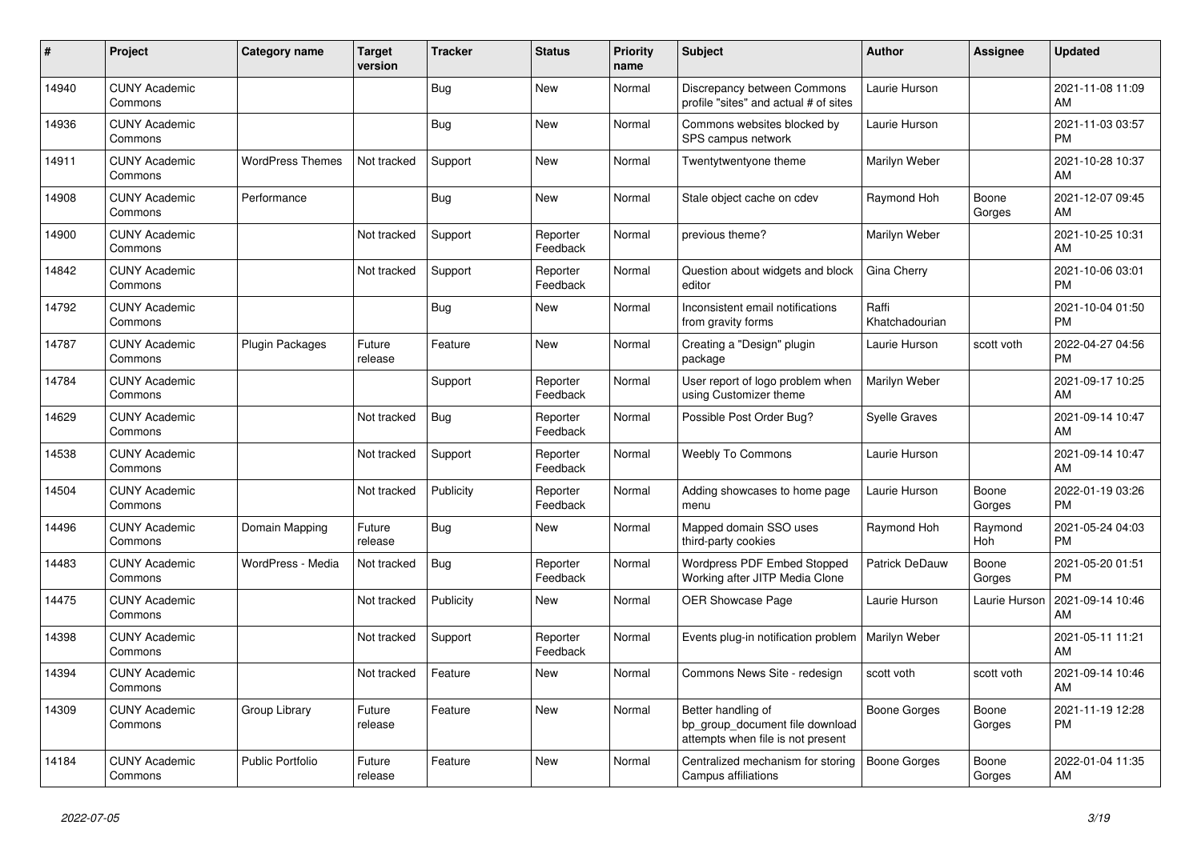| # | Project | Category name | Target version | Tracker | Status | Priority name | Subject | Author | Assignee | Updated |
|---|---|---|---|---|---|---|---|---|---|---|
| 14940 | CUNY Academic Commons | | | Bug | New | Normal | Discrepancy between Commons profile "sites" and actual # of sites | Laurie Hurson | | 2021-11-08 11:09 AM |
| 14936 | CUNY Academic Commons | | | Bug | New | Normal | Commons websites blocked by SPS campus network | Laurie Hurson | | 2021-11-03 03:57 PM |
| 14911 | CUNY Academic Commons | WordPress Themes | Not tracked | Support | New | Normal | Twentytwentyone theme | Marilyn Weber | | 2021-10-28 10:37 AM |
| 14908 | CUNY Academic Commons | Performance | | Bug | New | Normal | Stale object cache on cdev | Raymond Hoh | Boone Gorges | 2021-12-07 09:45 AM |
| 14900 | CUNY Academic Commons | | Not tracked | Support | Reporter Feedback | Normal | previous theme? | Marilyn Weber | | 2021-10-25 10:31 AM |
| 14842 | CUNY Academic Commons | | Not tracked | Support | Reporter Feedback | Normal | Question about widgets and block editor | Gina Cherry | | 2021-10-06 03:01 PM |
| 14792 | CUNY Academic Commons | | | Bug | New | Normal | Inconsistent email notifications from gravity forms | Raffi Khatchadourian | | 2021-10-04 01:50 PM |
| 14787 | CUNY Academic Commons | Plugin Packages | Future release | Feature | New | Normal | Creating a "Design" plugin package | Laurie Hurson | scott voth | 2022-04-27 04:56 PM |
| 14784 | CUNY Academic Commons | | | Support | Reporter Feedback | Normal | User report of logo problem when using Customizer theme | Marilyn Weber | | 2021-09-17 10:25 AM |
| 14629 | CUNY Academic Commons | | Not tracked | Bug | Reporter Feedback | Normal | Possible Post Order Bug? | Syelle Graves | | 2021-09-14 10:47 AM |
| 14538 | CUNY Academic Commons | | Not tracked | Support | Reporter Feedback | Normal | Weebly To Commons | Laurie Hurson | | 2021-09-14 10:47 AM |
| 14504 | CUNY Academic Commons | | Not tracked | Publicity | Reporter Feedback | Normal | Adding showcases to home page menu | Laurie Hurson | Boone Gorges | 2022-01-19 03:26 PM |
| 14496 | CUNY Academic Commons | Domain Mapping | Future release | Bug | New | Normal | Mapped domain SSO uses third-party cookies | Raymond Hoh | Raymond Hoh | 2021-05-24 04:03 PM |
| 14483 | CUNY Academic Commons | WordPress - Media | Not tracked | Bug | Reporter Feedback | Normal | Wordpress PDF Embed Stopped Working after JITP Media Clone | Patrick DeDauw | Boone Gorges | 2021-05-20 01:51 PM |
| 14475 | CUNY Academic Commons | | Not tracked | Publicity | New | Normal | OER Showcase Page | Laurie Hurson | Laurie Hurson | 2021-09-14 10:46 AM |
| 14398 | CUNY Academic Commons | | Not tracked | Support | Reporter Feedback | Normal | Events plug-in notification problem | Marilyn Weber | | 2021-05-11 11:21 AM |
| 14394 | CUNY Academic Commons | | Not tracked | Feature | New | Normal | Commons News Site - redesign | scott voth | scott voth | 2021-09-14 10:46 AM |
| 14309 | CUNY Academic Commons | Group Library | Future release | Feature | New | Normal | Better handling of bp_group_document file download attempts when file is not present | Boone Gorges | Boone Gorges | 2021-11-19 12:28 PM |
| 14184 | CUNY Academic Commons | Public Portfolio | Future release | Feature | New | Normal | Centralized mechanism for storing Campus affiliations | Boone Gorges | Boone Gorges | 2022-01-04 11:35 AM |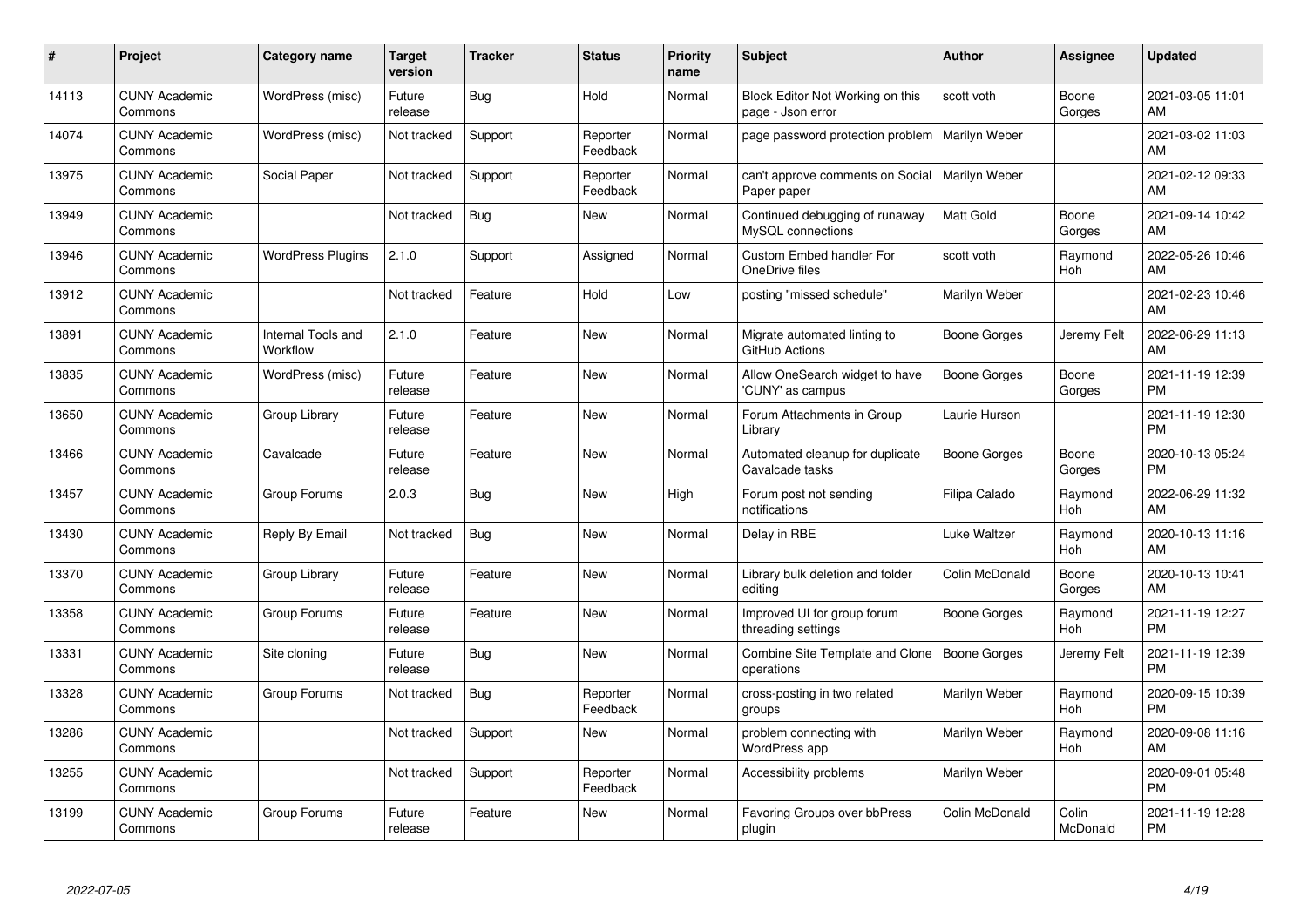| # | Project | Category name | Target version | Tracker | Status | Priority name | Subject | Author | Assignee | Updated |
|---|---|---|---|---|---|---|---|---|---|---|
| 14113 | CUNY Academic Commons | WordPress (misc) | Future release | Bug | Hold | Normal | Block Editor Not Working on this page - Json error | scott voth | Boone Gorges | 2021-03-05 11:01 AM |
| 14074 | CUNY Academic Commons | WordPress (misc) | Not tracked | Support | Reporter Feedback | Normal | page password protection problem | Marilyn Weber | | 2021-03-02 11:03 AM |
| 13975 | CUNY Academic Commons | Social Paper | Not tracked | Support | Reporter Feedback | Normal | can't approve comments on Social Paper paper | Marilyn Weber | | 2021-02-12 09:33 AM |
| 13949 | CUNY Academic Commons | | Not tracked | Bug | New | Normal | Continued debugging of runaway MySQL connections | Matt Gold | Boone Gorges | 2021-09-14 10:42 AM |
| 13946 | CUNY Academic Commons | WordPress Plugins | 2.1.0 | Support | Assigned | Normal | Custom Embed handler For OneDrive files | scott voth | Raymond Hoh | 2022-05-26 10:46 AM |
| 13912 | CUNY Academic Commons | | Not tracked | Feature | Hold | Low | posting "missed schedule" | Marilyn Weber | | 2021-02-23 10:46 AM |
| 13891 | CUNY Academic Commons | Internal Tools and Workflow | 2.1.0 | Feature | New | Normal | Migrate automated linting to GitHub Actions | Boone Gorges | Jeremy Felt | 2022-06-29 11:13 AM |
| 13835 | CUNY Academic Commons | WordPress (misc) | Future release | Feature | New | Normal | Allow OneSearch widget to have 'CUNY' as campus | Boone Gorges | Boone Gorges | 2021-11-19 12:39 PM |
| 13650 | CUNY Academic Commons | Group Library | Future release | Feature | New | Normal | Forum Attachments in Group Library | Laurie Hurson | | 2021-11-19 12:30 PM |
| 13466 | CUNY Academic Commons | Cavalcade | Future release | Feature | New | Normal | Automated cleanup for duplicate Cavalcade tasks | Boone Gorges | Boone Gorges | 2020-10-13 05:24 PM |
| 13457 | CUNY Academic Commons | Group Forums | 2.0.3 | Bug | New | High | Forum post not sending notifications | Filipa Calado | Raymond Hoh | 2022-06-29 11:32 AM |
| 13430 | CUNY Academic Commons | Reply By Email | Not tracked | Bug | New | Normal | Delay in RBE | Luke Waltzer | Raymond Hoh | 2020-10-13 11:16 AM |
| 13370 | CUNY Academic Commons | Group Library | Future release | Feature | New | Normal | Library bulk deletion and folder editing | Colin McDonald | Boone Gorges | 2020-10-13 10:41 AM |
| 13358 | CUNY Academic Commons | Group Forums | Future release | Feature | New | Normal | Improved UI for group forum threading settings | Boone Gorges | Raymond Hoh | 2021-11-19 12:27 PM |
| 13331 | CUNY Academic Commons | Site cloning | Future release | Bug | New | Normal | Combine Site Template and Clone operations | Boone Gorges | Jeremy Felt | 2021-11-19 12:39 PM |
| 13328 | CUNY Academic Commons | Group Forums | Not tracked | Bug | Reporter Feedback | Normal | cross-posting in two related groups | Marilyn Weber | Raymond Hoh | 2020-09-15 10:39 PM |
| 13286 | CUNY Academic Commons | | Not tracked | Support | New | Normal | problem connecting with WordPress app | Marilyn Weber | Raymond Hoh | 2020-09-08 11:16 AM |
| 13255 | CUNY Academic Commons | | Not tracked | Support | Reporter Feedback | Normal | Accessibility problems | Marilyn Weber | | 2020-09-01 05:48 PM |
| 13199 | CUNY Academic Commons | Group Forums | Future release | Feature | New | Normal | Favoring Groups over bbPress plugin | Colin McDonald | Colin McDonald | 2021-11-19 12:28 PM |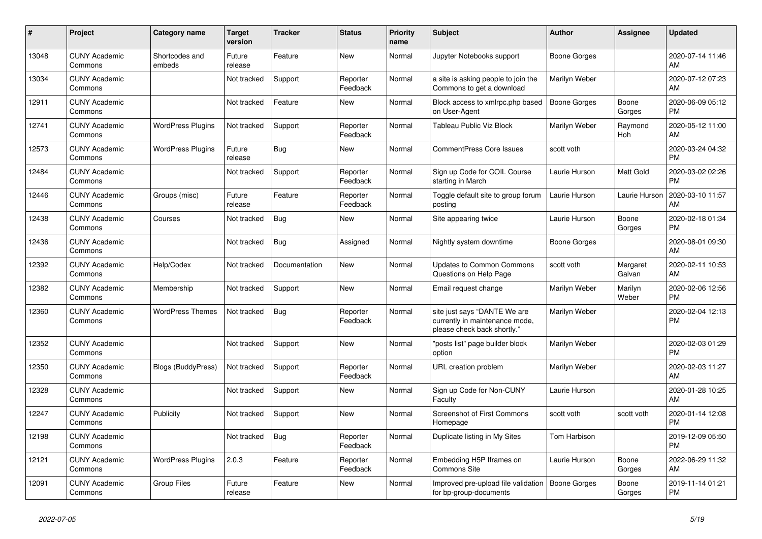| # | Project | Category name | Target version | Tracker | Status | Priority name | Subject | Author | Assignee | Updated |
|---|---|---|---|---|---|---|---|---|---|---|
| 13048 | CUNY Academic Commons | Shortcodes and embeds | Future release | Feature | New | Normal | Jupyter Notebooks support | Boone Gorges | | 2020-07-14 11:46 AM |
| 13034 | CUNY Academic Commons | | Not tracked | Support | Reporter Feedback | Normal | a site is asking people to join the Commons to get a download | Marilyn Weber | | 2020-07-12 07:23 AM |
| 12911 | CUNY Academic Commons | | Not tracked | Feature | New | Normal | Block access to xmlrpc.php based on User-Agent | Boone Gorges | Boone Gorges | 2020-06-09 05:12 PM |
| 12741 | CUNY Academic Commons | WordPress Plugins | Not tracked | Support | Reporter Feedback | Normal | Tableau Public Viz Block | Marilyn Weber | Raymond Hoh | 2020-05-12 11:00 AM |
| 12573 | CUNY Academic Commons | WordPress Plugins | Future release | Bug | New | Normal | CommentPress Core Issues | scott voth | | 2020-03-24 04:32 PM |
| 12484 | CUNY Academic Commons | | Not tracked | Support | Reporter Feedback | Normal | Sign up Code for COIL Course starting in March | Laurie Hurson | Matt Gold | 2020-03-02 02:26 PM |
| 12446 | CUNY Academic Commons | Groups (misc) | Future release | Feature | Reporter Feedback | Normal | Toggle default site to group forum posting | Laurie Hurson | Laurie Hurson | 2020-03-10 11:57 AM |
| 12438 | CUNY Academic Commons | Courses | Not tracked | Bug | New | Normal | Site appearing twice | Laurie Hurson | Boone Gorges | 2020-02-18 01:34 PM |
| 12436 | CUNY Academic Commons | | Not tracked | Bug | Assigned | Normal | Nightly system downtime | Boone Gorges | | 2020-08-01 09:30 AM |
| 12392 | CUNY Academic Commons | Help/Codex | Not tracked | Documentation | New | Normal | Updates to Common Commons Questions on Help Page | scott voth | Margaret Galvan | 2020-02-11 10:53 AM |
| 12382 | CUNY Academic Commons | Membership | Not tracked | Support | New | Normal | Email request change | Marilyn Weber | Marilyn Weber | 2020-02-06 12:56 PM |
| 12360 | CUNY Academic Commons | WordPress Themes | Not tracked | Bug | Reporter Feedback | Normal | site just says "DANTE We are currently in maintenance mode, please check back shortly." | Marilyn Weber | | 2020-02-04 12:13 PM |
| 12352 | CUNY Academic Commons | | Not tracked | Support | New | Normal | "posts list" page builder block option | Marilyn Weber | | 2020-02-03 01:29 PM |
| 12350 | CUNY Academic Commons | Blogs (BuddyPress) | Not tracked | Support | Reporter Feedback | Normal | URL creation problem | Marilyn Weber | | 2020-02-03 11:27 AM |
| 12328 | CUNY Academic Commons | | Not tracked | Support | New | Normal | Sign up Code for Non-CUNY Faculty | Laurie Hurson | | 2020-01-28 10:25 AM |
| 12247 | CUNY Academic Commons | Publicity | Not tracked | Support | New | Normal | Screenshot of First Commons Homepage | scott voth | scott voth | 2020-01-14 12:08 PM |
| 12198 | CUNY Academic Commons | | Not tracked | Bug | Reporter Feedback | Normal | Duplicate listing in My Sites | Tom Harbison | | 2019-12-09 05:50 PM |
| 12121 | CUNY Academic Commons | WordPress Plugins | 2.0.3 | Feature | Reporter Feedback | Normal | Embedding H5P Iframes on Commons Site | Laurie Hurson | Boone Gorges | 2022-06-29 11:32 AM |
| 12091 | CUNY Academic Commons | Group Files | Future release | Feature | New | Normal | Improved pre-upload file validation for bp-group-documents | Boone Gorges | Boone Gorges | 2019-11-14 01:21 PM |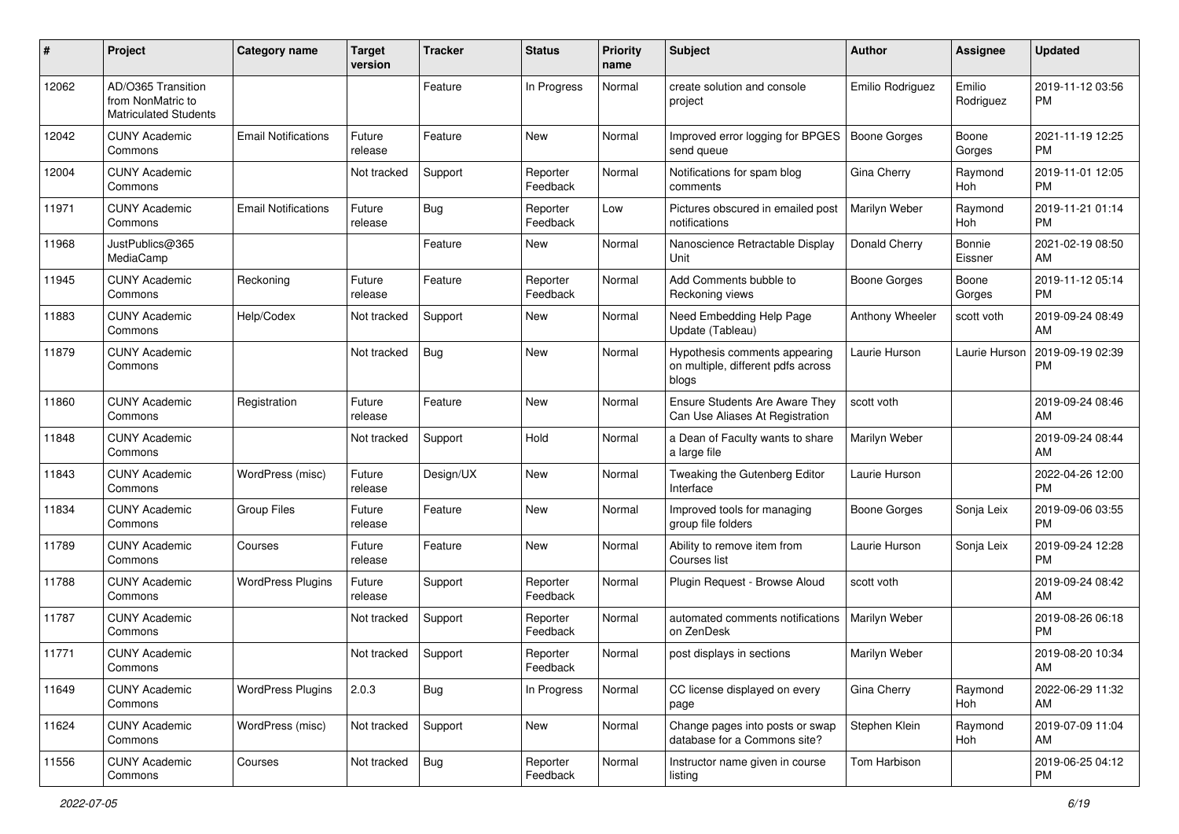| # | Project | Category name | Target version | Tracker | Status | Priority name | Subject | Author | Assignee | Updated |
|---|---|---|---|---|---|---|---|---|---|---|
| 12062 | AD/O365 Transition from NonMatric to Matriculated Students | | | Feature | In Progress | Normal | create solution and console project | Emilio Rodriguez | Emilio Rodriguez | 2019-11-12 03:56 PM |
| 12042 | CUNY Academic Commons | Email Notifications | Future release | Feature | New | Normal | Improved error logging for BPGES send queue | Boone Gorges | Boone Gorges | 2021-11-19 12:25 PM |
| 12004 | CUNY Academic Commons | | Not tracked | Support | Reporter Feedback | Normal | Notifications for spam blog comments | Gina Cherry | Raymond Hoh | 2019-11-01 12:05 PM |
| 11971 | CUNY Academic Commons | Email Notifications | Future release | Bug | Reporter Feedback | Low | Pictures obscured in emailed post notifications | Marilyn Weber | Raymond Hoh | 2019-11-21 01:14 PM |
| 11968 | JustPublics@365 MediaCamp | | | Feature | New | Normal | Nanoscience Retractable Display Unit | Donald Cherry | Bonnie Eissner | 2021-02-19 08:50 AM |
| 11945 | CUNY Academic Commons | Reckoning | Future release | Feature | Reporter Feedback | Normal | Add Comments bubble to Reckoning views | Boone Gorges | Boone Gorges | 2019-11-12 05:14 PM |
| 11883 | CUNY Academic Commons | Help/Codex | Not tracked | Support | New | Normal | Need Embedding Help Page Update (Tableau) | Anthony Wheeler | scott voth | 2019-09-24 08:49 AM |
| 11879 | CUNY Academic Commons | | Not tracked | Bug | New | Normal | Hypothesis comments appearing on multiple, different pdfs across blogs | Laurie Hurson | Laurie Hurson | 2019-09-19 02:39 PM |
| 11860 | CUNY Academic Commons | Registration | Future release | Feature | New | Normal | Ensure Students Are Aware They Can Use Aliases At Registration | scott voth | | 2019-09-24 08:46 AM |
| 11848 | CUNY Academic Commons | | Not tracked | Support | Hold | Normal | a Dean of Faculty wants to share a large file | Marilyn Weber | | 2019-09-24 08:44 AM |
| 11843 | CUNY Academic Commons | WordPress (misc) | Future release | Design/UX | New | Normal | Tweaking the Gutenberg Editor Interface | Laurie Hurson | | 2022-04-26 12:00 PM |
| 11834 | CUNY Academic Commons | Group Files | Future release | Feature | New | Normal | Improved tools for managing group file folders | Boone Gorges | Sonja Leix | 2019-09-06 03:55 PM |
| 11789 | CUNY Academic Commons | Courses | Future release | Feature | New | Normal | Ability to remove item from Courses list | Laurie Hurson | Sonja Leix | 2019-09-24 12:28 PM |
| 11788 | CUNY Academic Commons | WordPress Plugins | Future release | Support | Reporter Feedback | Normal | Plugin Request - Browse Aloud | scott voth | | 2019-09-24 08:42 AM |
| 11787 | CUNY Academic Commons | | Not tracked | Support | Reporter Feedback | Normal | automated comments notifications on ZenDesk | Marilyn Weber | | 2019-08-26 06:18 PM |
| 11771 | CUNY Academic Commons | | Not tracked | Support | Reporter Feedback | Normal | post displays in sections | Marilyn Weber | | 2019-08-20 10:34 AM |
| 11649 | CUNY Academic Commons | WordPress Plugins | 2.0.3 | Bug | In Progress | Normal | CC license displayed on every page | Gina Cherry | Raymond Hoh | 2022-06-29 11:32 AM |
| 11624 | CUNY Academic Commons | WordPress (misc) | Not tracked | Support | New | Normal | Change pages into posts or swap database for a Commons site? | Stephen Klein | Raymond Hoh | 2019-07-09 11:04 AM |
| 11556 | CUNY Academic Commons | Courses | Not tracked | Bug | Reporter Feedback | Normal | Instructor name given in course listing | Tom Harbison | | 2019-06-25 04:12 PM |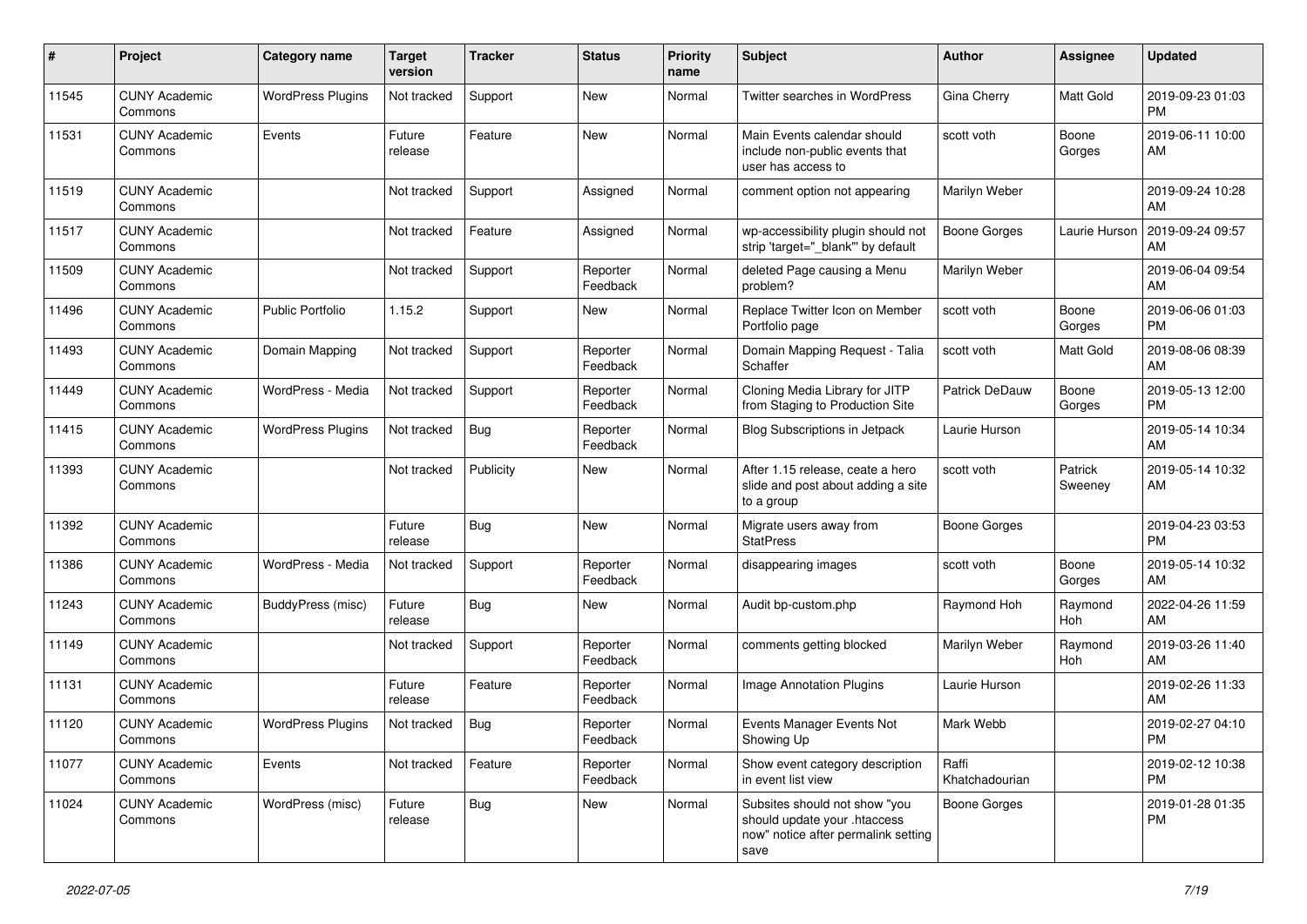| # | Project | Category name | Target version | Tracker | Status | Priority name | Subject | Author | Assignee | Updated |
|---|---|---|---|---|---|---|---|---|---|---|
| 11545 | CUNY Academic Commons | WordPress Plugins | Not tracked | Support | New | Normal | Twitter searches in WordPress | Gina Cherry | Matt Gold | 2019-09-23 01:03 PM |
| 11531 | CUNY Academic Commons | Events | Future release | Feature | New | Normal | Main Events calendar should include non-public events that user has access to | scott voth | Boone Gorges | 2019-06-11 10:00 AM |
| 11519 | CUNY Academic Commons | | Not tracked | Support | Assigned | Normal | comment option not appearing | Marilyn Weber | | 2019-09-24 10:28 AM |
| 11517 | CUNY Academic Commons | | Not tracked | Feature | Assigned | Normal | wp-accessibility plugin should not strip 'target="_blank"' by default | Boone Gorges | Laurie Hurson | 2019-09-24 09:57 AM |
| 11509 | CUNY Academic Commons | | Not tracked | Support | Reporter Feedback | Normal | deleted Page causing a Menu problem? | Marilyn Weber | | 2019-06-04 09:54 AM |
| 11496 | CUNY Academic Commons | Public Portfolio | 1.15.2 | Support | New | Normal | Replace Twitter Icon on Member Portfolio page | scott voth | Boone Gorges | 2019-06-06 01:03 PM |
| 11493 | CUNY Academic Commons | Domain Mapping | Not tracked | Support | Reporter Feedback | Normal | Domain Mapping Request - Talia Schaffer | scott voth | Matt Gold | 2019-08-06 08:39 AM |
| 11449 | CUNY Academic Commons | WordPress - Media | Not tracked | Support | Reporter Feedback | Normal | Cloning Media Library for JITP from Staging to Production Site | Patrick DeDauw | Boone Gorges | 2019-05-13 12:00 PM |
| 11415 | CUNY Academic Commons | WordPress Plugins | Not tracked | Bug | Reporter Feedback | Normal | Blog Subscriptions in Jetpack | Laurie Hurson | | 2019-05-14 10:34 AM |
| 11393 | CUNY Academic Commons | | Not tracked | Publicity | New | Normal | After 1.15 release, ceate a hero slide and post about adding a site to a group | scott voth | Patrick Sweeney | 2019-05-14 10:32 AM |
| 11392 | CUNY Academic Commons | | Future release | Bug | New | Normal | Migrate users away from StatPress | Boone Gorges | | 2019-04-23 03:53 PM |
| 11386 | CUNY Academic Commons | WordPress - Media | Not tracked | Support | Reporter Feedback | Normal | disappearing images | scott voth | Boone Gorges | 2019-05-14 10:32 AM |
| 11243 | CUNY Academic Commons | BuddyPress (misc) | Future release | Bug | New | Normal | Audit bp-custom.php | Raymond Hoh | Raymond Hoh | 2022-04-26 11:59 AM |
| 11149 | CUNY Academic Commons | | Not tracked | Support | Reporter Feedback | Normal | comments getting blocked | Marilyn Weber | Raymond Hoh | 2019-03-26 11:40 AM |
| 11131 | CUNY Academic Commons | | Future release | Feature | Reporter Feedback | Normal | Image Annotation Plugins | Laurie Hurson | | 2019-02-26 11:33 AM |
| 11120 | CUNY Academic Commons | WordPress Plugins | Not tracked | Bug | Reporter Feedback | Normal | Events Manager Events Not Showing Up | Mark Webb | | 2019-02-27 04:10 PM |
| 11077 | CUNY Academic Commons | Events | Not tracked | Feature | Reporter Feedback | Normal | Show event category description in event list view | Raffi Khatchadourian | | 2019-02-12 10:38 PM |
| 11024 | CUNY Academic Commons | WordPress (misc) | Future release | Bug | New | Normal | Subsites should not show "you should update your .htaccess now" notice after permalink setting save | Boone Gorges | | 2019-01-28 01:35 PM |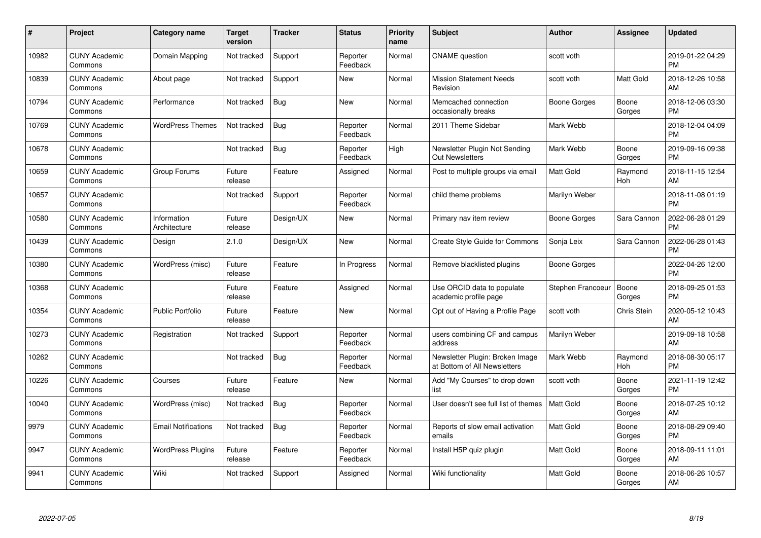| # | Project | Category name | Target version | Tracker | Status | Priority name | Subject | Author | Assignee | Updated |
|---|---|---|---|---|---|---|---|---|---|---|
| 10982 | CUNY Academic Commons | Domain Mapping | Not tracked | Support | Reporter Feedback | Normal | CNAME question | scott voth | | 2019-01-22 04:29 PM |
| 10839 | CUNY Academic Commons | About page | Not tracked | Support | New | Normal | Mission Statement Needs Revision | scott voth | Matt Gold | 2018-12-26 10:58 AM |
| 10794 | CUNY Academic Commons | Performance | Not tracked | Bug | New | Normal | Memcached connection occasionally breaks | Boone Gorges | Boone Gorges | 2018-12-06 03:30 PM |
| 10769 | CUNY Academic Commons | WordPress Themes | Not tracked | Bug | Reporter Feedback | Normal | 2011 Theme Sidebar | Mark Webb | | 2018-12-04 04:09 PM |
| 10678 | CUNY Academic Commons | | Not tracked | Bug | Reporter Feedback | High | Newsletter Plugin Not Sending Out Newsletters | Mark Webb | Boone Gorges | 2019-09-16 09:38 PM |
| 10659 | CUNY Academic Commons | Group Forums | Future release | Feature | Assigned | Normal | Post to multiple groups via email | Matt Gold | Raymond Hoh | 2018-11-15 12:54 AM |
| 10657 | CUNY Academic Commons | | Not tracked | Support | Reporter Feedback | Normal | child theme problems | Marilyn Weber | | 2018-11-08 01:19 PM |
| 10580 | CUNY Academic Commons | Information Architecture | Future release | Design/UX | New | Normal | Primary nav item review | Boone Gorges | Sara Cannon | 2022-06-28 01:29 PM |
| 10439 | CUNY Academic Commons | Design | 2.1.0 | Design/UX | New | Normal | Create Style Guide for Commons | Sonja Leix | Sara Cannon | 2022-06-28 01:43 PM |
| 10380 | CUNY Academic Commons | WordPress (misc) | Future release | Feature | In Progress | Normal | Remove blacklisted plugins | Boone Gorges | | 2022-04-26 12:00 PM |
| 10368 | CUNY Academic Commons | | Future release | Feature | Assigned | Normal | Use ORCID data to populate academic profile page | Stephen Francoeur | Boone Gorges | 2018-09-25 01:53 PM |
| 10354 | CUNY Academic Commons | Public Portfolio | Future release | Feature | New | Normal | Opt out of Having a Profile Page | scott voth | Chris Stein | 2020-05-12 10:43 AM |
| 10273 | CUNY Academic Commons | Registration | Not tracked | Support | Reporter Feedback | Normal | users combining CF and campus address | Marilyn Weber | | 2019-09-18 10:58 AM |
| 10262 | CUNY Academic Commons | | Not tracked | Bug | Reporter Feedback | Normal | Newsletter Plugin: Broken Image at Bottom of All Newsletters | Mark Webb | Raymond Hoh | 2018-08-30 05:17 PM |
| 10226 | CUNY Academic Commons | Courses | Future release | Feature | New | Normal | Add "My Courses" to drop down list | scott voth | Boone Gorges | 2021-11-19 12:42 PM |
| 10040 | CUNY Academic Commons | WordPress (misc) | Not tracked | Bug | Reporter Feedback | Normal | User doesn't see full list of themes | Matt Gold | Boone Gorges | 2018-07-25 10:12 AM |
| 9979 | CUNY Academic Commons | Email Notifications | Not tracked | Bug | Reporter Feedback | Normal | Reports of slow email activation emails | Matt Gold | Boone Gorges | 2018-08-29 09:40 PM |
| 9947 | CUNY Academic Commons | WordPress Plugins | Future release | Feature | Reporter Feedback | Normal | Install H5P quiz plugin | Matt Gold | Boone Gorges | 2018-09-11 11:01 AM |
| 9941 | CUNY Academic Commons | Wiki | Not tracked | Support | Assigned | Normal | Wiki functionality | Matt Gold | Boone Gorges | 2018-06-26 10:57 AM |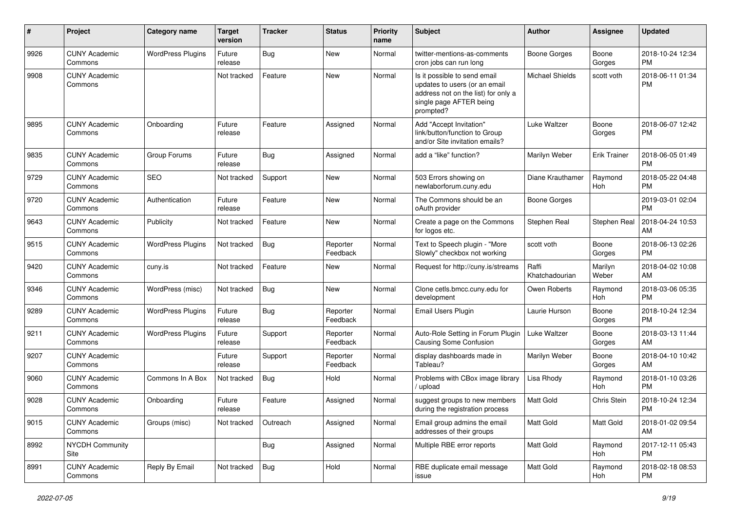| # | Project | Category name | Target version | Tracker | Status | Priority name | Subject | Author | Assignee | Updated |
|---|---|---|---|---|---|---|---|---|---|---|
| 9926 | CUNY Academic Commons | WordPress Plugins | Future release | Bug | New | Normal | twitter-mentions-as-comments cron jobs can run long | Boone Gorges | Boone Gorges | 2018-10-24 12:34 PM |
| 9908 | CUNY Academic Commons | | Not tracked | Feature | New | Normal | Is it possible to send email updates to users (or an email address not on the list) for only a single page AFTER being prompted? | Michael Shields | scott voth | 2018-06-11 01:34 PM |
| 9895 | CUNY Academic Commons | Onboarding | Future release | Feature | Assigned | Normal | Add "Accept Invitation" link/button/function to Group and/or Site invitation emails? | Luke Waltzer | Boone Gorges | 2018-06-07 12:42 PM |
| 9835 | CUNY Academic Commons | Group Forums | Future release | Bug | Assigned | Normal | add a "like" function? | Marilyn Weber | Erik Trainer | 2018-06-05 01:49 PM |
| 9729 | CUNY Academic Commons | SEO | Not tracked | Support | New | Normal | 503 Errors showing on newlaborforum.cuny.edu | Diane Krauthamer | Raymond Hoh | 2018-05-22 04:48 PM |
| 9720 | CUNY Academic Commons | Authentication | Future release | Feature | New | Normal | The Commons should be an oAuth provider | Boone Gorges | | 2019-03-01 02:04 PM |
| 9643 | CUNY Academic Commons | Publicity | Not tracked | Feature | New | Normal | Create a page on the Commons for logos etc. | Stephen Real | Stephen Real | 2018-04-24 10:53 AM |
| 9515 | CUNY Academic Commons | WordPress Plugins | Not tracked | Bug | Reporter Feedback | Normal | Text to Speech plugin - "More Slowly" checkbox not working | scott voth | Boone Gorges | 2018-06-13 02:26 PM |
| 9420 | CUNY Academic Commons | cuny.is | Not tracked | Feature | New | Normal | Request for http://cuny.is/streams | Raffi Khatchadourian | Marilyn Weber | 2018-04-02 10:08 AM |
| 9346 | CUNY Academic Commons | WordPress (misc) | Not tracked | Bug | New | Normal | Clone cetls.bmcc.cuny.edu for development | Owen Roberts | Raymond Hoh | 2018-03-06 05:35 PM |
| 9289 | CUNY Academic Commons | WordPress Plugins | Future release | Bug | Reporter Feedback | Normal | Email Users Plugin | Laurie Hurson | Boone Gorges | 2018-10-24 12:34 PM |
| 9211 | CUNY Academic Commons | WordPress Plugins | Future release | Support | Reporter Feedback | Normal | Auto-Role Setting in Forum Plugin Causing Some Confusion | Luke Waltzer | Boone Gorges | 2018-03-13 11:44 AM |
| 9207 | CUNY Academic Commons | | Future release | Support | Reporter Feedback | Normal | display dashboards made in Tableau? | Marilyn Weber | Boone Gorges | 2018-04-10 10:42 AM |
| 9060 | CUNY Academic Commons | Commons In A Box | Not tracked | Bug | Hold | Normal | Problems with CBox image library / upload | Lisa Rhody | Raymond Hoh | 2018-01-10 03:26 PM |
| 9028 | CUNY Academic Commons | Onboarding | Future release | Feature | Assigned | Normal | suggest groups to new members during the registration process | Matt Gold | Chris Stein | 2018-10-24 12:34 PM |
| 9015 | CUNY Academic Commons | Groups (misc) | Not tracked | Outreach | Assigned | Normal | Email group admins the email addresses of their groups | Matt Gold | Matt Gold | 2018-01-02 09:54 AM |
| 8992 | NYCDH Community Site | | | Bug | Assigned | Normal | Multiple RBE error reports | Matt Gold | Raymond Hoh | 2017-12-11 05:43 PM |
| 8991 | CUNY Academic Commons | Reply By Email | Not tracked | Bug | Hold | Normal | RBE duplicate email message issue | Matt Gold | Raymond Hoh | 2018-02-18 08:53 PM |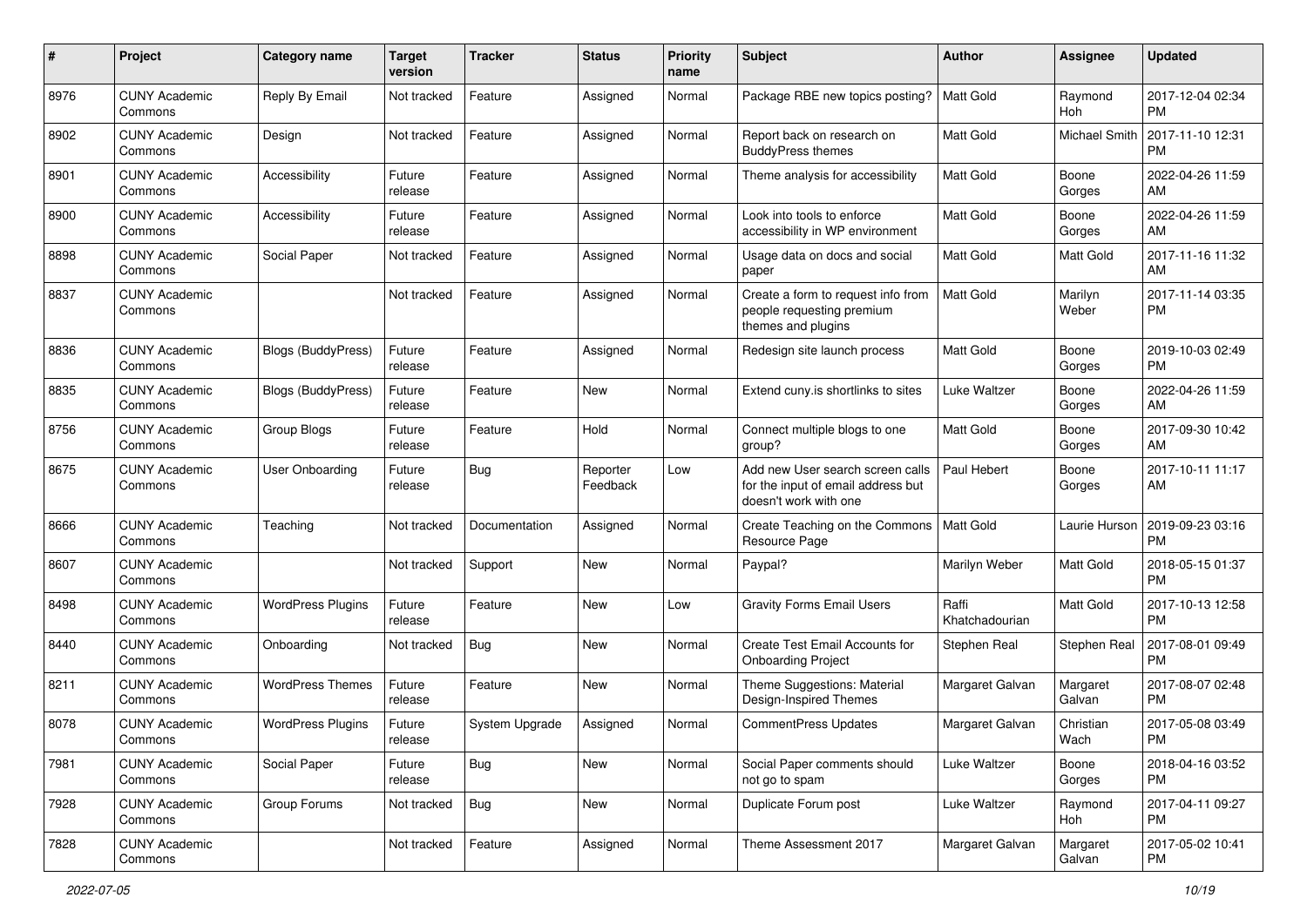| # | Project | Category name | Target version | Tracker | Status | Priority name | Subject | Author | Assignee | Updated |
|---|---|---|---|---|---|---|---|---|---|---|
| 8976 | CUNY Academic Commons | Reply By Email | Not tracked | Feature | Assigned | Normal | Package RBE new topics posting? | Matt Gold | Raymond Hoh | 2017-12-04 02:34 PM |
| 8902 | CUNY Academic Commons | Design | Not tracked | Feature | Assigned | Normal | Report back on research on BuddyPress themes | Matt Gold | Michael Smith | 2017-11-10 12:31 PM |
| 8901 | CUNY Academic Commons | Accessibility | Future release | Feature | Assigned | Normal | Theme analysis for accessibility | Matt Gold | Boone Gorges | 2022-04-26 11:59 AM |
| 8900 | CUNY Academic Commons | Accessibility | Future release | Feature | Assigned | Normal | Look into tools to enforce accessibility in WP environment | Matt Gold | Boone Gorges | 2022-04-26 11:59 AM |
| 8898 | CUNY Academic Commons | Social Paper | Not tracked | Feature | Assigned | Normal | Usage data on docs and social paper | Matt Gold | Matt Gold | 2017-11-16 11:32 AM |
| 8837 | CUNY Academic Commons | | Not tracked | Feature | Assigned | Normal | Create a form to request info from people requesting premium themes and plugins | Matt Gold | Marilyn Weber | 2017-11-14 03:35 PM |
| 8836 | CUNY Academic Commons | Blogs (BuddyPress) | Future release | Feature | Assigned | Normal | Redesign site launch process | Matt Gold | Boone Gorges | 2019-10-03 02:49 PM |
| 8835 | CUNY Academic Commons | Blogs (BuddyPress) | Future release | Feature | New | Normal | Extend cuny.is shortlinks to sites | Luke Waltzer | Boone Gorges | 2022-04-26 11:59 AM |
| 8756 | CUNY Academic Commons | Group Blogs | Future release | Feature | Hold | Normal | Connect multiple blogs to one group? | Matt Gold | Boone Gorges | 2017-09-30 10:42 AM |
| 8675 | CUNY Academic Commons | User Onboarding | Future release | Bug | Reporter Feedback | Low | Add new User search screen calls for the input of email address but doesn't work with one | Paul Hebert | Boone Gorges | 2017-10-11 11:17 AM |
| 8666 | CUNY Academic Commons | Teaching | Not tracked | Documentation | Assigned | Normal | Create Teaching on the Commons Resource Page | Matt Gold | Laurie Hurson | 2019-09-23 03:16 PM |
| 8607 | CUNY Academic Commons | | Not tracked | Support | New | Normal | Paypal? | Marilyn Weber | Matt Gold | 2018-05-15 01:37 PM |
| 8498 | CUNY Academic Commons | WordPress Plugins | Future release | Feature | New | Low | Gravity Forms Email Users | Raffi Khatchadourian | Matt Gold | 2017-10-13 12:58 PM |
| 8440 | CUNY Academic Commons | Onboarding | Not tracked | Bug | New | Normal | Create Test Email Accounts for Onboarding Project | Stephen Real | Stephen Real | 2017-08-01 09:49 PM |
| 8211 | CUNY Academic Commons | WordPress Themes | Future release | Feature | New | Normal | Theme Suggestions: Material Design-Inspired Themes | Margaret Galvan | Margaret Galvan | 2017-08-07 02:48 PM |
| 8078 | CUNY Academic Commons | WordPress Plugins | Future release | System Upgrade | Assigned | Normal | CommentPress Updates | Margaret Galvan | Christian Wach | 2017-05-08 03:49 PM |
| 7981 | CUNY Academic Commons | Social Paper | Future release | Bug | New | Normal | Social Paper comments should not go to spam | Luke Waltzer | Boone Gorges | 2018-04-16 03:52 PM |
| 7928 | CUNY Academic Commons | Group Forums | Not tracked | Bug | New | Normal | Duplicate Forum post | Luke Waltzer | Raymond Hoh | 2017-04-11 09:27 PM |
| 7828 | CUNY Academic Commons | | Not tracked | Feature | Assigned | Normal | Theme Assessment 2017 | Margaret Galvan | Margaret Galvan | 2017-05-02 10:41 PM |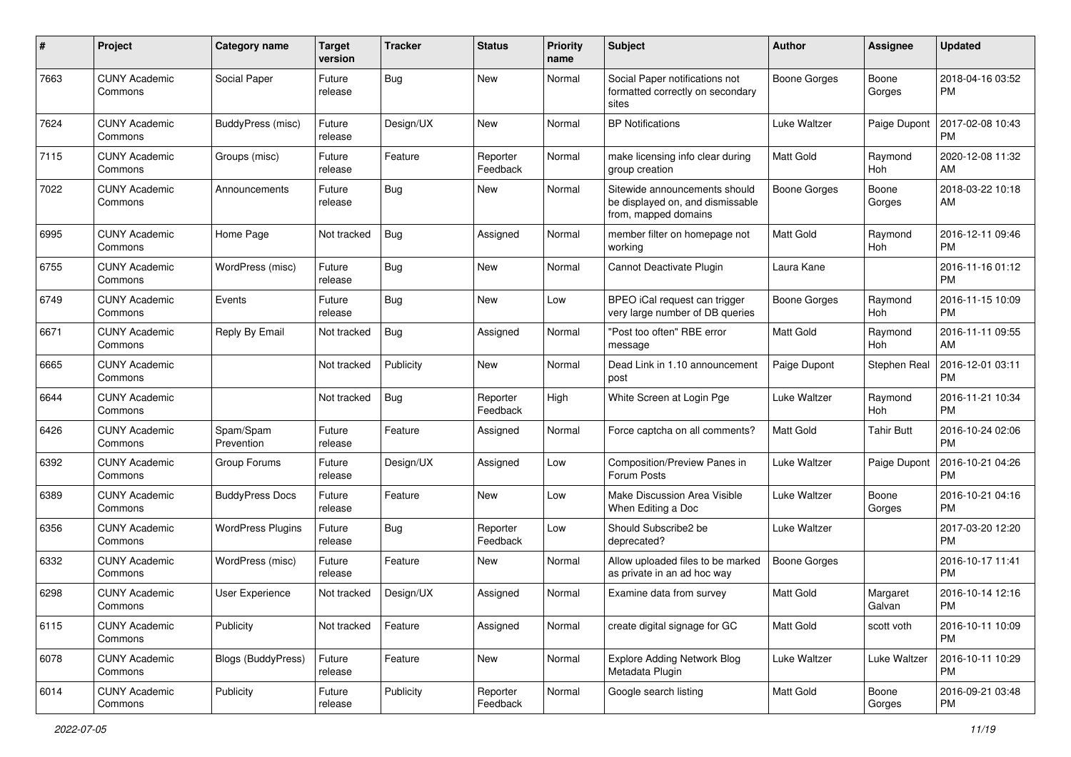| # | Project | Category name | Target version | Tracker | Status | Priority name | Subject | Author | Assignee | Updated |
|---|---|---|---|---|---|---|---|---|---|---|
| 7663 | CUNY Academic Commons | Social Paper | Future release | Bug | New | Normal | Social Paper notifications not formatted correctly on secondary sites | Boone Gorges | Boone Gorges | 2018-04-16 03:52 PM |
| 7624 | CUNY Academic Commons | BuddyPress (misc) | Future release | Design/UX | New | Normal | BP Notifications | Luke Waltzer | Paige Dupont | 2017-02-08 10:43 PM |
| 7115 | CUNY Academic Commons | Groups (misc) | Future release | Feature | Reporter Feedback | Normal | make licensing info clear during group creation | Matt Gold | Raymond Hoh | 2020-12-08 11:32 AM |
| 7022 | CUNY Academic Commons | Announcements | Future release | Bug | New | Normal | Sitewide announcements should be displayed on, and dismissable from, mapped domains | Boone Gorges | Boone Gorges | 2018-03-22 10:18 AM |
| 6995 | CUNY Academic Commons | Home Page | Not tracked | Bug | Assigned | Normal | member filter on homepage not working | Matt Gold | Raymond Hoh | 2016-12-11 09:46 PM |
| 6755 | CUNY Academic Commons | WordPress (misc) | Future release | Bug | New | Normal | Cannot Deactivate Plugin | Laura Kane | | 2016-11-16 01:12 PM |
| 6749 | CUNY Academic Commons | Events | Future release | Bug | New | Low | BPEO iCal request can trigger very large number of DB queries | Boone Gorges | Raymond Hoh | 2016-11-15 10:09 PM |
| 6671 | CUNY Academic Commons | Reply By Email | Not tracked | Bug | Assigned | Normal | "Post too often" RBE error message | Matt Gold | Raymond Hoh | 2016-11-11 09:55 AM |
| 6665 | CUNY Academic Commons | | Not tracked | Publicity | New | Normal | Dead Link in 1.10 announcement post | Paige Dupont | Stephen Real | 2016-12-01 03:11 PM |
| 6644 | CUNY Academic Commons | | Not tracked | Bug | Reporter Feedback | High | White Screen at Login Pge | Luke Waltzer | Raymond Hoh | 2016-11-21 10:34 PM |
| 6426 | CUNY Academic Commons | Spam/Spam Prevention | Future release | Feature | Assigned | Normal | Force captcha on all comments? | Matt Gold | Tahir Butt | 2016-10-24 02:06 PM |
| 6392 | CUNY Academic Commons | Group Forums | Future release | Design/UX | Assigned | Low | Composition/Preview Panes in Forum Posts | Luke Waltzer | Paige Dupont | 2016-10-21 04:26 PM |
| 6389 | CUNY Academic Commons | BuddyPress Docs | Future release | Feature | New | Low | Make Discussion Area Visible When Editing a Doc | Luke Waltzer | Boone Gorges | 2016-10-21 04:16 PM |
| 6356 | CUNY Academic Commons | WordPress Plugins | Future release | Bug | Reporter Feedback | Low | Should Subscribe2 be deprecated? | Luke Waltzer | | 2017-03-20 12:20 PM |
| 6332 | CUNY Academic Commons | WordPress (misc) | Future release | Feature | New | Normal | Allow uploaded files to be marked as private in an ad hoc way | Boone Gorges | | 2016-10-17 11:41 PM |
| 6298 | CUNY Academic Commons | User Experience | Not tracked | Design/UX | Assigned | Normal | Examine data from survey | Matt Gold | Margaret Galvan | 2016-10-14 12:16 PM |
| 6115 | CUNY Academic Commons | Publicity | Not tracked | Feature | Assigned | Normal | create digital signage for GC | Matt Gold | scott voth | 2016-10-11 10:09 PM |
| 6078 | CUNY Academic Commons | Blogs (BuddyPress) | Future release | Feature | New | Normal | Explore Adding Network Blog Metadata Plugin | Luke Waltzer | Luke Waltzer | 2016-10-11 10:29 PM |
| 6014 | CUNY Academic Commons | Publicity | Future release | Publicity | Reporter Feedback | Normal | Google search listing | Matt Gold | Boone Gorges | 2016-09-21 03:48 PM |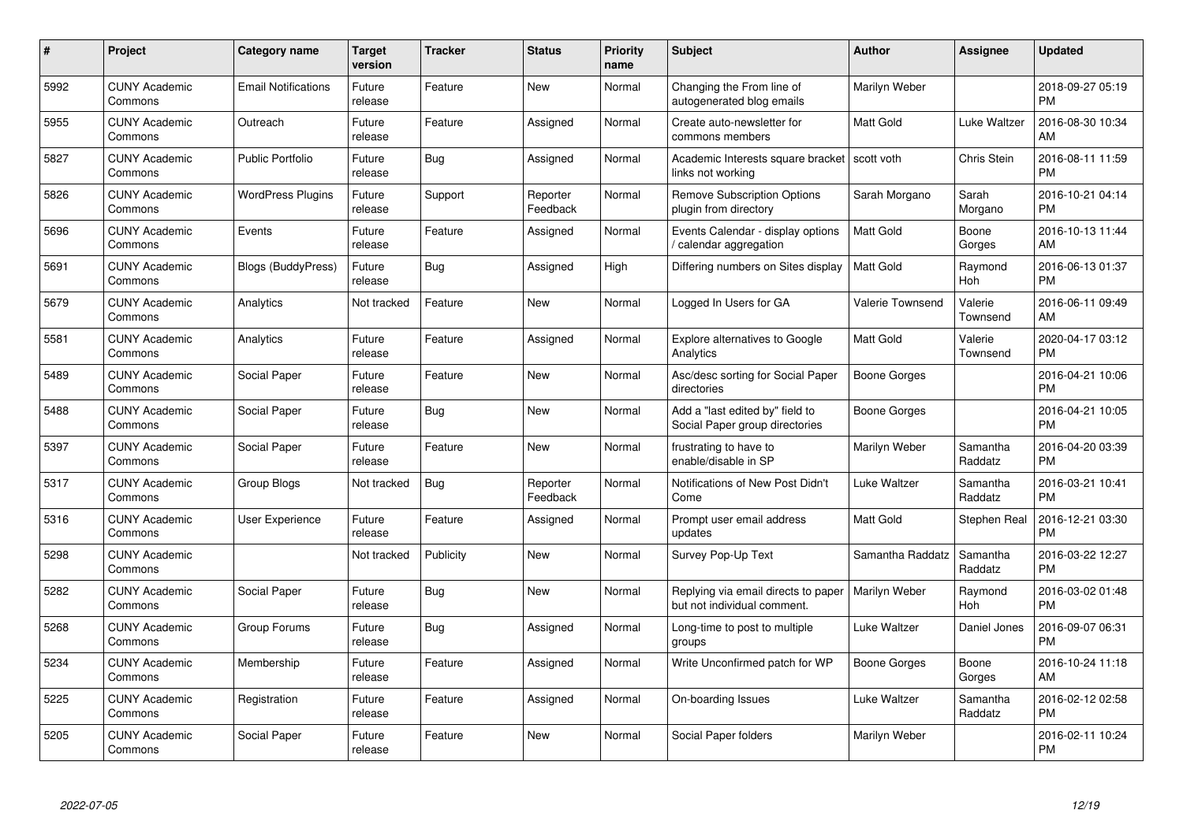| # | Project | Category name | Target version | Tracker | Status | Priority name | Subject | Author | Assignee | Updated |
|---|---|---|---|---|---|---|---|---|---|---|
| 5992 | CUNY Academic Commons | Email Notifications | Future release | Feature | New | Normal | Changing the From line of autogenerated blog emails | Marilyn Weber | | 2018-09-27 05:19 PM |
| 5955 | CUNY Academic Commons | Outreach | Future release | Feature | Assigned | Normal | Create auto-newsletter for commons members | Matt Gold | Luke Waltzer | 2016-08-30 10:34 AM |
| 5827 | CUNY Academic Commons | Public Portfolio | Future release | Bug | Assigned | Normal | Academic Interests square bracket links not working | scott voth | Chris Stein | 2016-08-11 11:59 PM |
| 5826 | CUNY Academic Commons | WordPress Plugins | Future release | Support | Reporter Feedback | Normal | Remove Subscription Options plugin from directory | Sarah Morgano | Sarah Morgano | 2016-10-21 04:14 PM |
| 5696 | CUNY Academic Commons | Events | Future release | Feature | Assigned | Normal | Events Calendar - display options / calendar aggregation | Matt Gold | Boone Gorges | 2016-10-13 11:44 AM |
| 5691 | CUNY Academic Commons | Blogs (BuddyPress) | Future release | Bug | Assigned | High | Differing numbers on Sites display | Matt Gold | Raymond Hoh | 2016-06-13 01:37 PM |
| 5679 | CUNY Academic Commons | Analytics | Not tracked | Feature | New | Normal | Logged In Users for GA | Valerie Townsend | Valerie Townsend | 2016-06-11 09:49 AM |
| 5581 | CUNY Academic Commons | Analytics | Future release | Feature | Assigned | Normal | Explore alternatives to Google Analytics | Matt Gold | Valerie Townsend | 2020-04-17 03:12 PM |
| 5489 | CUNY Academic Commons | Social Paper | Future release | Feature | New | Normal | Asc/desc sorting for Social Paper directories | Boone Gorges | | 2016-04-21 10:06 PM |
| 5488 | CUNY Academic Commons | Social Paper | Future release | Bug | New | Normal | Add a "last edited by" field to Social Paper group directories | Boone Gorges | | 2016-04-21 10:05 PM |
| 5397 | CUNY Academic Commons | Social Paper | Future release | Feature | New | Normal | frustrating to have to enable/disable in SP | Marilyn Weber | Samantha Raddatz | 2016-04-20 03:39 PM |
| 5317 | CUNY Academic Commons | Group Blogs | Not tracked | Bug | Reporter Feedback | Normal | Notifications of New Post Didn't Come | Luke Waltzer | Samantha Raddatz | 2016-03-21 10:41 PM |
| 5316 | CUNY Academic Commons | User Experience | Future release | Feature | Assigned | Normal | Prompt user email address updates | Matt Gold | Stephen Real | 2016-12-21 03:30 PM |
| 5298 | CUNY Academic Commons | | Not tracked | Publicity | New | Normal | Survey Pop-Up Text | Samantha Raddatz | Samantha Raddatz | 2016-03-22 12:27 PM |
| 5282 | CUNY Academic Commons | Social Paper | Future release | Bug | New | Normal | Replying via email directs to paper but not individual comment. | Marilyn Weber | Raymond Hoh | 2016-03-02 01:48 PM |
| 5268 | CUNY Academic Commons | Group Forums | Future release | Bug | Assigned | Normal | Long-time to post to multiple groups | Luke Waltzer | Daniel Jones | 2016-09-07 06:31 PM |
| 5234 | CUNY Academic Commons | Membership | Future release | Feature | Assigned | Normal | Write Unconfirmed patch for WP | Boone Gorges | Boone Gorges | 2016-10-24 11:18 AM |
| 5225 | CUNY Academic Commons | Registration | Future release | Feature | Assigned | Normal | On-boarding Issues | Luke Waltzer | Samantha Raddatz | 2016-02-12 02:58 PM |
| 5205 | CUNY Academic Commons | Social Paper | Future release | Feature | New | Normal | Social Paper folders | Marilyn Weber | | 2016-02-11 10:24 PM |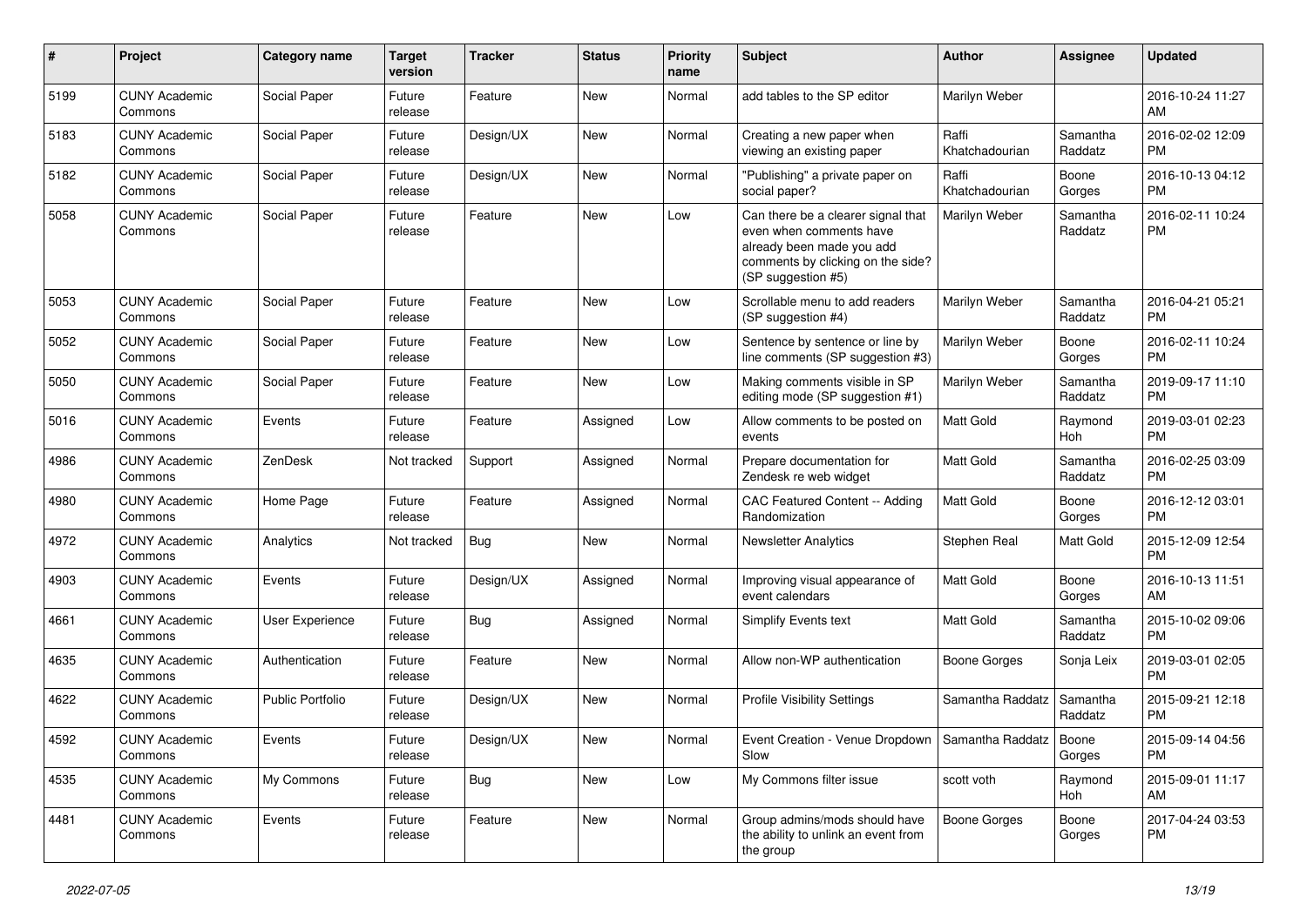| # | Project | Category name | Target version | Tracker | Status | Priority name | Subject | Author | Assignee | Updated |
|---|---|---|---|---|---|---|---|---|---|---|
| 5199 | CUNY Academic Commons | Social Paper | Future release | Feature | New | Normal | add tables to the SP editor | Marilyn Weber | | 2016-10-24 11:27 AM |
| 5183 | CUNY Academic Commons | Social Paper | Future release | Design/UX | New | Normal | Creating a new paper when viewing an existing paper | Raffi Khatchadourian | Samantha Raddatz | 2016-02-02 12:09 PM |
| 5182 | CUNY Academic Commons | Social Paper | Future release | Design/UX | New | Normal | "Publishing" a private paper on social paper? | Raffi Khatchadourian | Boone Gorges | 2016-10-13 04:12 PM |
| 5058 | CUNY Academic Commons | Social Paper | Future release | Feature | New | Low | Can there be a clearer signal that even when comments have already been made you add comments by clicking on the side? (SP suggestion #5) | Marilyn Weber | Samantha Raddatz | 2016-02-11 10:24 PM |
| 5053 | CUNY Academic Commons | Social Paper | Future release | Feature | New | Low | Scrollable menu to add readers (SP suggestion #4) | Marilyn Weber | Samantha Raddatz | 2016-04-21 05:21 PM |
| 5052 | CUNY Academic Commons | Social Paper | Future release | Feature | New | Low | Sentence by sentence or line by line comments (SP suggestion #3) | Marilyn Weber | Boone Gorges | 2016-02-11 10:24 PM |
| 5050 | CUNY Academic Commons | Social Paper | Future release | Feature | New | Low | Making comments visible in SP editing mode (SP suggestion #1) | Marilyn Weber | Samantha Raddatz | 2019-09-17 11:10 PM |
| 5016 | CUNY Academic Commons | Events | Future release | Feature | Assigned | Low | Allow comments to be posted on events | Matt Gold | Raymond Hoh | 2019-03-01 02:23 PM |
| 4986 | CUNY Academic Commons | ZenDesk | Not tracked | Support | Assigned | Normal | Prepare documentation for Zendesk re web widget | Matt Gold | Samantha Raddatz | 2016-02-25 03:09 PM |
| 4980 | CUNY Academic Commons | Home Page | Future release | Feature | Assigned | Normal | CAC Featured Content -- Adding Randomization | Matt Gold | Boone Gorges | 2016-12-12 03:01 PM |
| 4972 | CUNY Academic Commons | Analytics | Not tracked | Bug | New | Normal | Newsletter Analytics | Stephen Real | Matt Gold | 2015-12-09 12:54 PM |
| 4903 | CUNY Academic Commons | Events | Future release | Design/UX | Assigned | Normal | Improving visual appearance of event calendars | Matt Gold | Boone Gorges | 2016-10-13 11:51 AM |
| 4661 | CUNY Academic Commons | User Experience | Future release | Bug | Assigned | Normal | Simplify Events text | Matt Gold | Samantha Raddatz | 2015-10-02 09:06 PM |
| 4635 | CUNY Academic Commons | Authentication | Future release | Feature | New | Normal | Allow non-WP authentication | Boone Gorges | Sonja Leix | 2019-03-01 02:05 PM |
| 4622 | CUNY Academic Commons | Public Portfolio | Future release | Design/UX | New | Normal | Profile Visibility Settings | Samantha Raddatz | Samantha Raddatz | 2015-09-21 12:18 PM |
| 4592 | CUNY Academic Commons | Events | Future release | Design/UX | New | Normal | Event Creation - Venue Dropdown Slow | Samantha Raddatz | Boone Gorges | 2015-09-14 04:56 PM |
| 4535 | CUNY Academic Commons | My Commons | Future release | Bug | New | Low | My Commons filter issue | scott voth | Raymond Hoh | 2015-09-01 11:17 AM |
| 4481 | CUNY Academic Commons | Events | Future release | Feature | New | Normal | Group admins/mods should have the ability to unlink an event from the group | Boone Gorges | Boone Gorges | 2017-04-24 03:53 PM |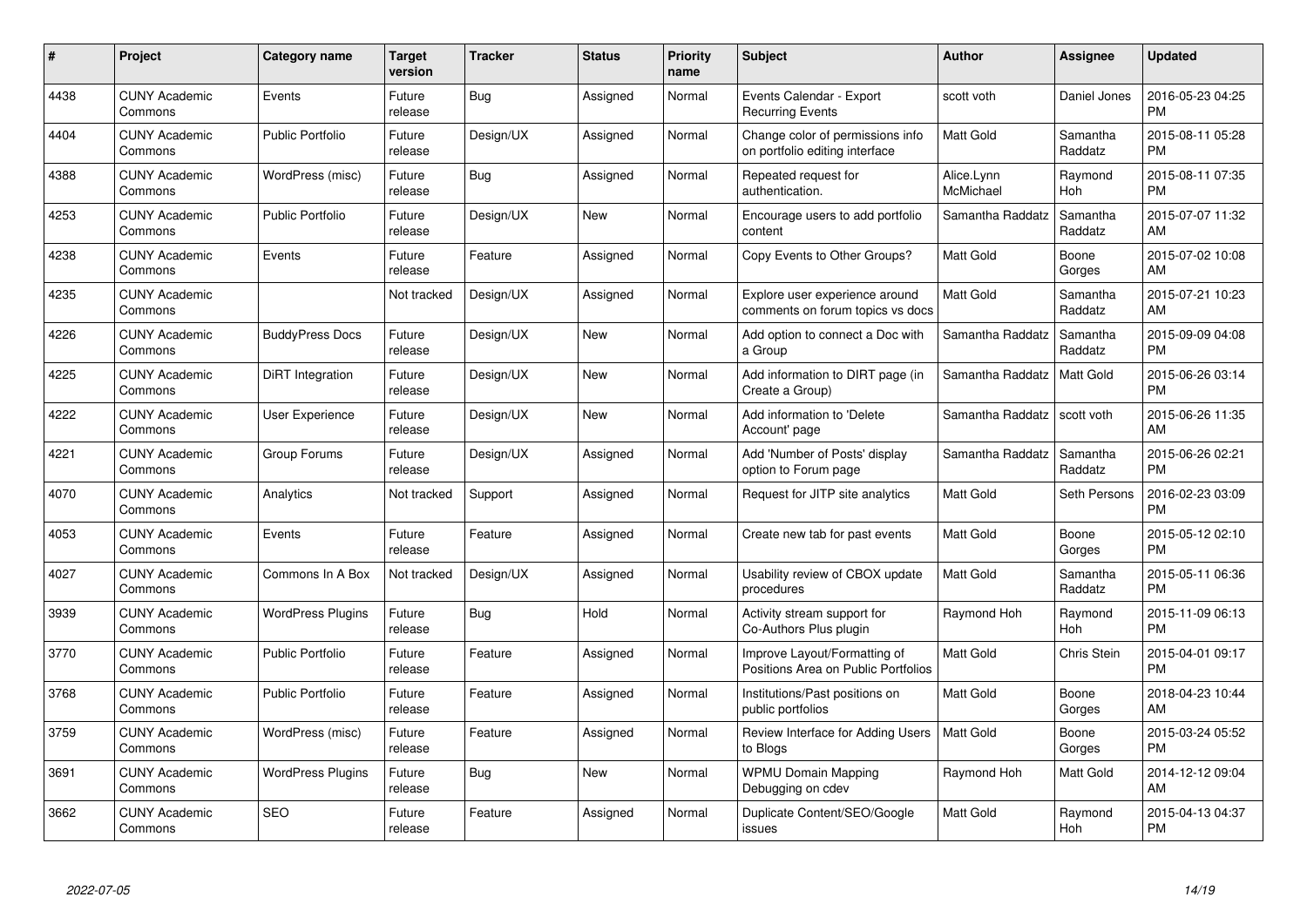| # | Project | Category name | Target version | Tracker | Status | Priority name | Subject | Author | Assignee | Updated |
|---|---|---|---|---|---|---|---|---|---|---|
| 4438 | CUNY Academic Commons | Events | Future release | Bug | Assigned | Normal | Events Calendar - Export Recurring Events | scott voth | Daniel Jones | 2016-05-23 04:25 PM |
| 4404 | CUNY Academic Commons | Public Portfolio | Future release | Design/UX | Assigned | Normal | Change color of permissions info on portfolio editing interface | Matt Gold | Samantha Raddatz | 2015-08-11 05:28 PM |
| 4388 | CUNY Academic Commons | WordPress (misc) | Future release | Bug | Assigned | Normal | Repeated request for authentication. | Alice.Lynn McMichael | Raymond Hoh | 2015-08-11 07:35 PM |
| 4253 | CUNY Academic Commons | Public Portfolio | Future release | Design/UX | New | Normal | Encourage users to add portfolio content | Samantha Raddatz | Samantha Raddatz | 2015-07-07 11:32 AM |
| 4238 | CUNY Academic Commons | Events | Future release | Feature | Assigned | Normal | Copy Events to Other Groups? | Matt Gold | Boone Gorges | 2015-07-02 10:08 AM |
| 4235 | CUNY Academic Commons | | Not tracked | Design/UX | Assigned | Normal | Explore user experience around comments on forum topics vs docs | Matt Gold | Samantha Raddatz | 2015-07-21 10:23 AM |
| 4226 | CUNY Academic Commons | BuddyPress Docs | Future release | Design/UX | New | Normal | Add option to connect a Doc with a Group | Samantha Raddatz | Samantha Raddatz | 2015-09-09 04:08 PM |
| 4225 | CUNY Academic Commons | DiRT Integration | Future release | Design/UX | New | Normal | Add information to DIRT page (in Create a Group) | Samantha Raddatz | Matt Gold | 2015-06-26 03:14 PM |
| 4222 | CUNY Academic Commons | User Experience | Future release | Design/UX | New | Normal | Add information to 'Delete Account' page | Samantha Raddatz | scott voth | 2015-06-26 11:35 AM |
| 4221 | CUNY Academic Commons | Group Forums | Future release | Design/UX | Assigned | Normal | Add 'Number of Posts' display option to Forum page | Samantha Raddatz | Samantha Raddatz | 2015-06-26 02:21 PM |
| 4070 | CUNY Academic Commons | Analytics | Not tracked | Support | Assigned | Normal | Request for JITP site analytics | Matt Gold | Seth Persons | 2016-02-23 03:09 PM |
| 4053 | CUNY Academic Commons | Events | Future release | Feature | Assigned | Normal | Create new tab for past events | Matt Gold | Boone Gorges | 2015-05-12 02:10 PM |
| 4027 | CUNY Academic Commons | Commons In A Box | Not tracked | Design/UX | Assigned | Normal | Usability review of CBOX update procedures | Matt Gold | Samantha Raddatz | 2015-05-11 06:36 PM |
| 3939 | CUNY Academic Commons | WordPress Plugins | Future release | Bug | Hold | Normal | Activity stream support for Co-Authors Plus plugin | Raymond Hoh | Raymond Hoh | 2015-11-09 06:13 PM |
| 3770 | CUNY Academic Commons | Public Portfolio | Future release | Feature | Assigned | Normal | Improve Layout/Formatting of Positions Area on Public Portfolios | Matt Gold | Chris Stein | 2015-04-01 09:17 PM |
| 3768 | CUNY Academic Commons | Public Portfolio | Future release | Feature | Assigned | Normal | Institutions/Past positions on public portfolios | Matt Gold | Boone Gorges | 2018-04-23 10:44 AM |
| 3759 | CUNY Academic Commons | WordPress (misc) | Future release | Feature | Assigned | Normal | Review Interface for Adding Users to Blogs | Matt Gold | Boone Gorges | 2015-03-24 05:52 PM |
| 3691 | CUNY Academic Commons | WordPress Plugins | Future release | Bug | New | Normal | WPMU Domain Mapping Debugging on cdev | Raymond Hoh | Matt Gold | 2014-12-12 09:04 AM |
| 3662 | CUNY Academic Commons | SEO | Future release | Feature | Assigned | Normal | Duplicate Content/SEO/Google issues | Matt Gold | Raymond Hoh | 2015-04-13 04:37 PM |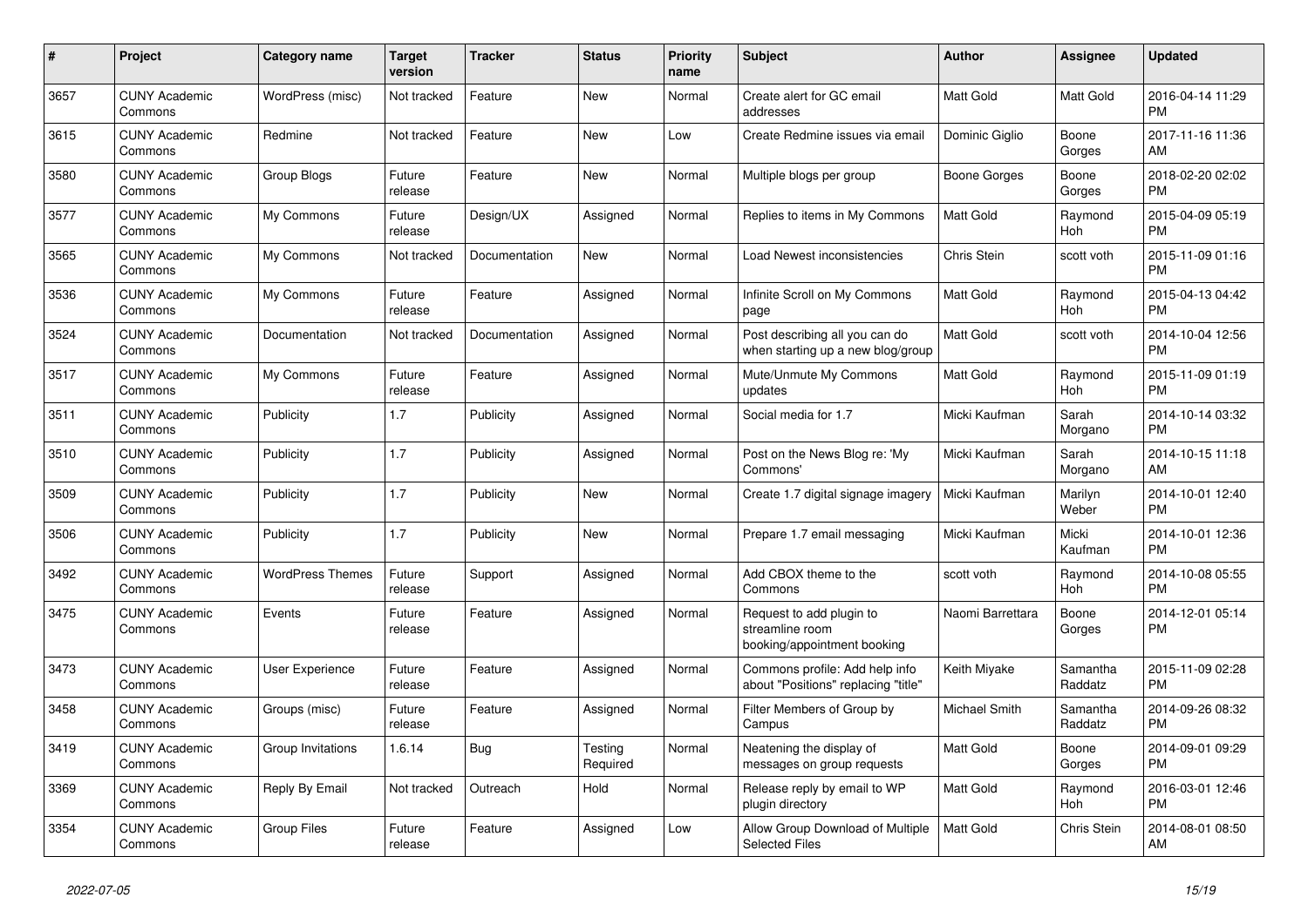| # | Project | Category name | Target version | Tracker | Status | Priority name | Subject | Author | Assignee | Updated |
|---|---|---|---|---|---|---|---|---|---|---|
| 3657 | CUNY Academic Commons | WordPress (misc) | Not tracked | Feature | New | Normal | Create alert for GC email addresses | Matt Gold | Matt Gold | 2016-04-14 11:29 PM |
| 3615 | CUNY Academic Commons | Redmine | Not tracked | Feature | New | Low | Create Redmine issues via email | Dominic Giglio | Boone Gorges | 2017-11-16 11:36 AM |
| 3580 | CUNY Academic Commons | Group Blogs | Future release | Feature | New | Normal | Multiple blogs per group | Boone Gorges | Boone Gorges | 2018-02-20 02:02 PM |
| 3577 | CUNY Academic Commons | My Commons | Future release | Design/UX | Assigned | Normal | Replies to items in My Commons | Matt Gold | Raymond Hoh | 2015-04-09 05:19 PM |
| 3565 | CUNY Academic Commons | My Commons | Not tracked | Documentation | New | Normal | Load Newest inconsistencies | Chris Stein | scott voth | 2015-11-09 01:16 PM |
| 3536 | CUNY Academic Commons | My Commons | Future release | Feature | Assigned | Normal | Infinite Scroll on My Commons page | Matt Gold | Raymond Hoh | 2015-04-13 04:42 PM |
| 3524 | CUNY Academic Commons | Documentation | Not tracked | Documentation | Assigned | Normal | Post describing all you can do when starting up a new blog/group | Matt Gold | scott voth | 2014-10-04 12:56 PM |
| 3517 | CUNY Academic Commons | My Commons | Future release | Feature | Assigned | Normal | Mute/Unmute My Commons updates | Matt Gold | Raymond Hoh | 2015-11-09 01:19 PM |
| 3511 | CUNY Academic Commons | Publicity | 1.7 | Publicity | Assigned | Normal | Social media for 1.7 | Micki Kaufman | Sarah Morgano | 2014-10-14 03:32 PM |
| 3510 | CUNY Academic Commons | Publicity | 1.7 | Publicity | Assigned | Normal | Post on the News Blog re: 'My Commons' | Micki Kaufman | Sarah Morgano | 2014-10-15 11:18 AM |
| 3509 | CUNY Academic Commons | Publicity | 1.7 | Publicity | New | Normal | Create 1.7 digital signage imagery | Micki Kaufman | Marilyn Weber | 2014-10-01 12:40 PM |
| 3506 | CUNY Academic Commons | Publicity | 1.7 | Publicity | New | Normal | Prepare 1.7 email messaging | Micki Kaufman | Micki Kaufman | 2014-10-01 12:36 PM |
| 3492 | CUNY Academic Commons | WordPress Themes | Future release | Support | Assigned | Normal | Add CBOX theme to the Commons | scott voth | Raymond Hoh | 2014-10-08 05:55 PM |
| 3475 | CUNY Academic Commons | Events | Future release | Feature | Assigned | Normal | Request to add plugin to streamline room booking/appointment booking | Naomi Barrettara | Boone Gorges | 2014-12-01 05:14 PM |
| 3473 | CUNY Academic Commons | User Experience | Future release | Feature | Assigned | Normal | Commons profile: Add help info about "Positions" replacing "title" | Keith Miyake | Samantha Raddatz | 2015-11-09 02:28 PM |
| 3458 | CUNY Academic Commons | Groups (misc) | Future release | Feature | Assigned | Normal | Filter Members of Group by Campus | Michael Smith | Samantha Raddatz | 2014-09-26 08:32 PM |
| 3419 | CUNY Academic Commons | Group Invitations | 1.6.14 | Bug | Testing Required | Normal | Neatening the display of messages on group requests | Matt Gold | Boone Gorges | 2014-09-01 09:29 PM |
| 3369 | CUNY Academic Commons | Reply By Email | Not tracked | Outreach | Hold | Normal | Release reply by email to WP plugin directory | Matt Gold | Raymond Hoh | 2016-03-01 12:46 PM |
| 3354 | CUNY Academic Commons | Group Files | Future release | Feature | Assigned | Low | Allow Group Download of Multiple Selected Files | Matt Gold | Chris Stein | 2014-08-01 08:50 AM |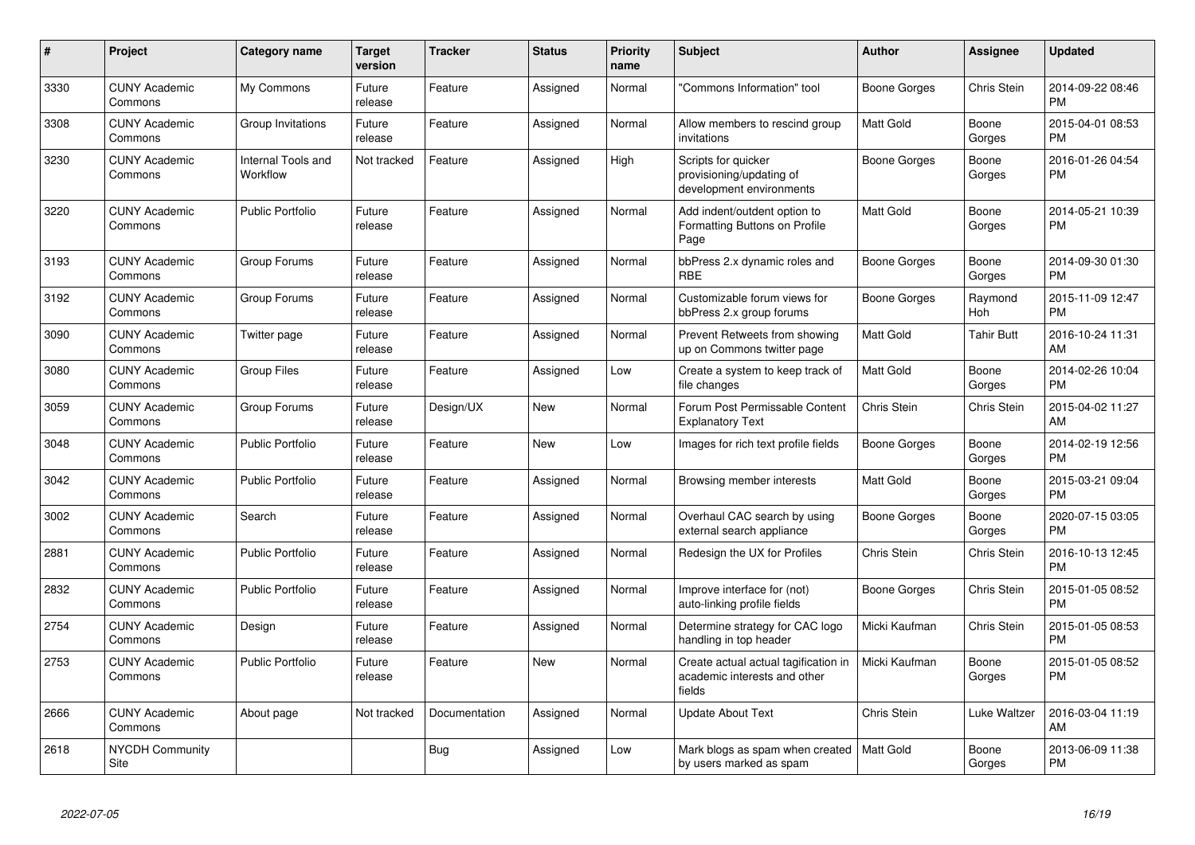| # | Project | Category name | Target version | Tracker | Status | Priority name | Subject | Author | Assignee | Updated |
|---|---|---|---|---|---|---|---|---|---|---|
| 3330 | CUNY Academic Commons | My Commons | Future release | Feature | Assigned | Normal | "Commons Information" tool | Boone Gorges | Chris Stein | 2014-09-22 08:46 PM |
| 3308 | CUNY Academic Commons | Group Invitations | Future release | Feature | Assigned | Normal | Allow members to rescind group invitations | Matt Gold | Boone Gorges | 2015-04-01 08:53 PM |
| 3230 | CUNY Academic Commons | Internal Tools and Workflow | Not tracked | Feature | Assigned | High | Scripts for quicker provisioning/updating of development environments | Boone Gorges | Boone Gorges | 2016-01-26 04:54 PM |
| 3220 | CUNY Academic Commons | Public Portfolio | Future release | Feature | Assigned | Normal | Add indent/outdent option to Formatting Buttons on Profile Page | Matt Gold | Boone Gorges | 2014-05-21 10:39 PM |
| 3193 | CUNY Academic Commons | Group Forums | Future release | Feature | Assigned | Normal | bbPress 2.x dynamic roles and RBE | Boone Gorges | Boone Gorges | 2014-09-30 01:30 PM |
| 3192 | CUNY Academic Commons | Group Forums | Future release | Feature | Assigned | Normal | Customizable forum views for bbPress 2.x group forums | Boone Gorges | Raymond Hoh | 2015-11-09 12:47 PM |
| 3090 | CUNY Academic Commons | Twitter page | Future release | Feature | Assigned | Normal | Prevent Retweets from showing up on Commons twitter page | Matt Gold | Tahir Butt | 2016-10-24 11:31 AM |
| 3080 | CUNY Academic Commons | Group Files | Future release | Feature | Assigned | Low | Create a system to keep track of file changes | Matt Gold | Boone Gorges | 2014-02-26 10:04 PM |
| 3059 | CUNY Academic Commons | Group Forums | Future release | Design/UX | New | Normal | Forum Post Permissable Content Explanatory Text | Chris Stein | Chris Stein | 2015-04-02 11:27 AM |
| 3048 | CUNY Academic Commons | Public Portfolio | Future release | Feature | New | Low | Images for rich text profile fields | Boone Gorges | Boone Gorges | 2014-02-19 12:56 PM |
| 3042 | CUNY Academic Commons | Public Portfolio | Future release | Feature | Assigned | Normal | Browsing member interests | Matt Gold | Boone Gorges | 2015-03-21 09:04 PM |
| 3002 | CUNY Academic Commons | Search | Future release | Feature | Assigned | Normal | Overhaul CAC search by using external search appliance | Boone Gorges | Boone Gorges | 2020-07-15 03:05 PM |
| 2881 | CUNY Academic Commons | Public Portfolio | Future release | Feature | Assigned | Normal | Redesign the UX for Profiles | Chris Stein | Chris Stein | 2016-10-13 12:45 PM |
| 2832 | CUNY Academic Commons | Public Portfolio | Future release | Feature | Assigned | Normal | Improve interface for (not) auto-linking profile fields | Boone Gorges | Chris Stein | 2015-01-05 08:52 PM |
| 2754 | CUNY Academic Commons | Design | Future release | Feature | Assigned | Normal | Determine strategy for CAC logo handling in top header | Micki Kaufman | Chris Stein | 2015-01-05 08:53 PM |
| 2753 | CUNY Academic Commons | Public Portfolio | Future release | Feature | New | Normal | Create actual actual tagification in academic interests and other fields | Micki Kaufman | Boone Gorges | 2015-01-05 08:52 PM |
| 2666 | CUNY Academic Commons | About page | Not tracked | Documentation | Assigned | Normal | Update About Text | Chris Stein | Luke Waltzer | 2016-03-04 11:19 AM |
| 2618 | NYCDH Community Site | | | Bug | Assigned | Low | Mark blogs as spam when created by users marked as spam | Matt Gold | Boone Gorges | 2013-06-09 11:38 PM |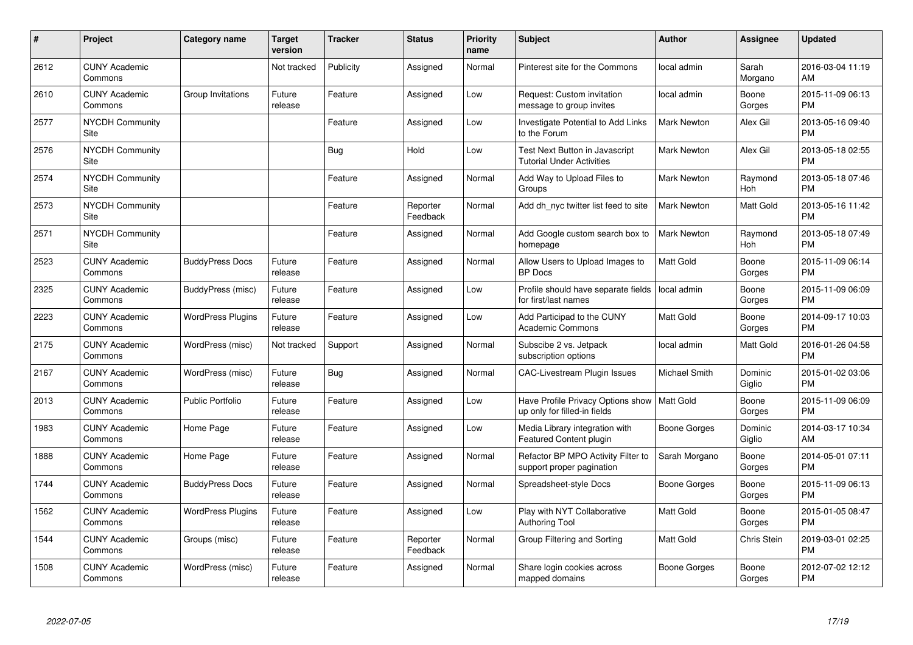| # | Project | Category name | Target version | Tracker | Status | Priority name | Subject | Author | Assignee | Updated |
|---|---|---|---|---|---|---|---|---|---|---|
| 2612 | CUNY Academic Commons | | Not tracked | Publicity | Assigned | Normal | Pinterest site for the Commons | local admin | Sarah Morgano | 2016-03-04 11:19 AM |
| 2610 | CUNY Academic Commons | Group Invitations | Future release | Feature | Assigned | Low | Request: Custom invitation message to group invites | local admin | Boone Gorges | 2015-11-09 06:13 PM |
| 2577 | NYCDH Community Site | | | Feature | Assigned | Low | Investigate Potential to Add Links to the Forum | Mark Newton | Alex Gil | 2013-05-16 09:40 PM |
| 2576 | NYCDH Community Site | | | Bug | Hold | Low | Test Next Button in Javascript Tutorial Under Activities | Mark Newton | Alex Gil | 2013-05-18 02:55 PM |
| 2574 | NYCDH Community Site | | | Feature | Assigned | Normal | Add Way to Upload Files to Groups | Mark Newton | Raymond Hoh | 2013-05-18 07:46 PM |
| 2573 | NYCDH Community Site | | | Feature | Reporter Feedback | Normal | Add dh_nyc twitter list feed to site | Mark Newton | Matt Gold | 2013-05-16 11:42 PM |
| 2571 | NYCDH Community Site | | | Feature | Assigned | Normal | Add Google custom search box to homepage | Mark Newton | Raymond Hoh | 2013-05-18 07:49 PM |
| 2523 | CUNY Academic Commons | BuddyPress Docs | Future release | Feature | Assigned | Normal | Allow Users to Upload Images to BP Docs | Matt Gold | Boone Gorges | 2015-11-09 06:14 PM |
| 2325 | CUNY Academic Commons | BuddyPress (misc) | Future release | Feature | Assigned | Low | Profile should have separate fields for first/last names | local admin | Boone Gorges | 2015-11-09 06:09 PM |
| 2223 | CUNY Academic Commons | WordPress Plugins | Future release | Feature | Assigned | Low | Add Participad to the CUNY Academic Commons | Matt Gold | Boone Gorges | 2014-09-17 10:03 PM |
| 2175 | CUNY Academic Commons | WordPress (misc) | Not tracked | Support | Assigned | Normal | Subscibe 2 vs. Jetpack subscription options | local admin | Matt Gold | 2016-01-26 04:58 PM |
| 2167 | CUNY Academic Commons | WordPress (misc) | Future release | Bug | Assigned | Normal | CAC-Livestream Plugin Issues | Michael Smith | Dominic Giglio | 2015-01-02 03:06 PM |
| 2013 | CUNY Academic Commons | Public Portfolio | Future release | Feature | Assigned | Low | Have Profile Privacy Options show up only for filled-in fields | Matt Gold | Boone Gorges | 2015-11-09 06:09 PM |
| 1983 | CUNY Academic Commons | Home Page | Future release | Feature | Assigned | Low | Media Library integration with Featured Content plugin | Boone Gorges | Dominic Giglio | 2014-03-17 10:34 AM |
| 1888 | CUNY Academic Commons | Home Page | Future release | Feature | Assigned | Normal | Refactor BP MPO Activity Filter to support proper pagination | Sarah Morgano | Boone Gorges | 2014-05-01 07:11 PM |
| 1744 | CUNY Academic Commons | BuddyPress Docs | Future release | Feature | Assigned | Normal | Spreadsheet-style Docs | Boone Gorges | Boone Gorges | 2015-11-09 06:13 PM |
| 1562 | CUNY Academic Commons | WordPress Plugins | Future release | Feature | Assigned | Low | Play with NYT Collaborative Authoring Tool | Matt Gold | Boone Gorges | 2015-01-05 08:47 PM |
| 1544 | CUNY Academic Commons | Groups (misc) | Future release | Feature | Reporter Feedback | Normal | Group Filtering and Sorting | Matt Gold | Chris Stein | 2019-03-01 02:25 PM |
| 1508 | CUNY Academic Commons | WordPress (misc) | Future release | Feature | Assigned | Normal | Share login cookies across mapped domains | Boone Gorges | Boone Gorges | 2012-07-02 12:12 PM |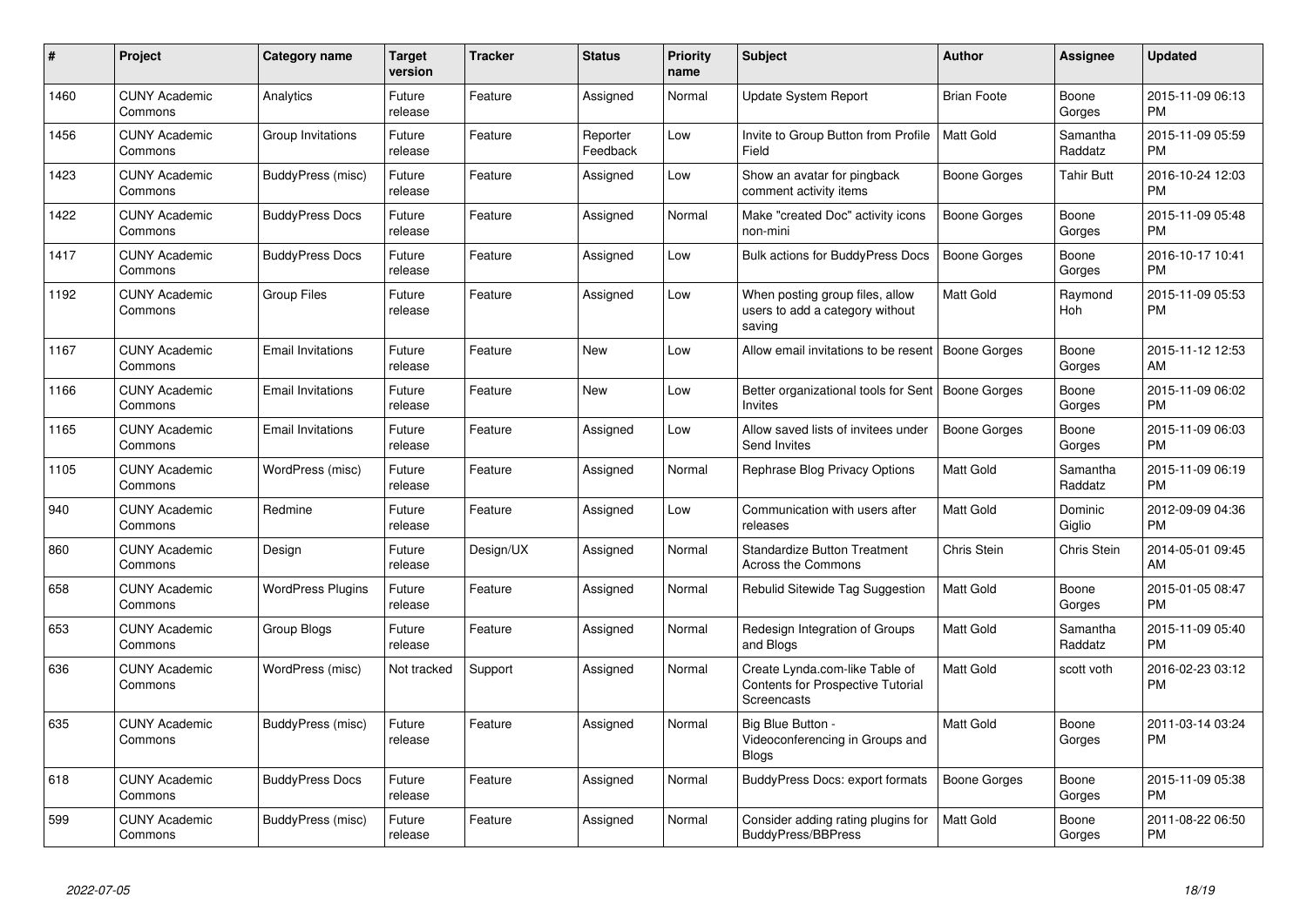| # | Project | Category name | Target version | Tracker | Status | Priority name | Subject | Author | Assignee | Updated |
|---|---|---|---|---|---|---|---|---|---|---|
| 1460 | CUNY Academic Commons | Analytics | Future release | Feature | Assigned | Normal | Update System Report | Brian Foote | Boone Gorges | 2015-11-09 06:13 PM |
| 1456 | CUNY Academic Commons | Group Invitations | Future release | Feature | Reporter Feedback | Low | Invite to Group Button from Profile Field | Matt Gold | Samantha Raddatz | 2015-11-09 05:59 PM |
| 1423 | CUNY Academic Commons | BuddyPress (misc) | Future release | Feature | Assigned | Low | Show an avatar for pingback comment activity items | Boone Gorges | Tahir Butt | 2016-10-24 12:03 PM |
| 1422 | CUNY Academic Commons | BuddyPress Docs | Future release | Feature | Assigned | Normal | Make "created Doc" activity icons non-mini | Boone Gorges | Boone Gorges | 2015-11-09 05:48 PM |
| 1417 | CUNY Academic Commons | BuddyPress Docs | Future release | Feature | Assigned | Low | Bulk actions for BuddyPress Docs | Boone Gorges | Boone Gorges | 2016-10-17 10:41 PM |
| 1192 | CUNY Academic Commons | Group Files | Future release | Feature | Assigned | Low | When posting group files, allow users to add a category without saving | Matt Gold | Raymond Hoh | 2015-11-09 05:53 PM |
| 1167 | CUNY Academic Commons | Email Invitations | Future release | Feature | New | Low | Allow email invitations to be resent | Boone Gorges | Boone Gorges | 2015-11-12 12:53 AM |
| 1166 | CUNY Academic Commons | Email Invitations | Future release | Feature | New | Low | Better organizational tools for Sent Invites | Boone Gorges | Boone Gorges | 2015-11-09 06:02 PM |
| 1165 | CUNY Academic Commons | Email Invitations | Future release | Feature | Assigned | Low | Allow saved lists of invitees under Send Invites | Boone Gorges | Boone Gorges | 2015-11-09 06:03 PM |
| 1105 | CUNY Academic Commons | WordPress (misc) | Future release | Feature | Assigned | Normal | Rephrase Blog Privacy Options | Matt Gold | Samantha Raddatz | 2015-11-09 06:19 PM |
| 940 | CUNY Academic Commons | Redmine | Future release | Feature | Assigned | Low | Communication with users after releases | Matt Gold | Dominic Giglio | 2012-09-09 04:36 PM |
| 860 | CUNY Academic Commons | Design | Future release | Design/UX | Assigned | Normal | Standardize Button Treatment Across the Commons | Chris Stein | Chris Stein | 2014-05-01 09:45 AM |
| 658 | CUNY Academic Commons | WordPress Plugins | Future release | Feature | Assigned | Normal | Rebulid Sitewide Tag Suggestion | Matt Gold | Boone Gorges | 2015-01-05 08:47 PM |
| 653 | CUNY Academic Commons | Group Blogs | Future release | Feature | Assigned | Normal | Redesign Integration of Groups and Blogs | Matt Gold | Samantha Raddatz | 2015-11-09 05:40 PM |
| 636 | CUNY Academic Commons | WordPress (misc) | Not tracked | Support | Assigned | Normal | Create Lynda.com-like Table of Contents for Prospective Tutorial Screencasts | Matt Gold | scott voth | 2016-02-23 03:12 PM |
| 635 | CUNY Academic Commons | BuddyPress (misc) | Future release | Feature | Assigned | Normal | Big Blue Button - Videoconferencing in Groups and Blogs | Matt Gold | Boone Gorges | 2011-03-14 03:24 PM |
| 618 | CUNY Academic Commons | BuddyPress Docs | Future release | Feature | Assigned | Normal | BuddyPress Docs: export formats | Boone Gorges | Boone Gorges | 2015-11-09 05:38 PM |
| 599 | CUNY Academic Commons | BuddyPress (misc) | Future release | Feature | Assigned | Normal | Consider adding rating plugins for BuddyPress/BBPress | Matt Gold | Boone Gorges | 2011-08-22 06:50 PM |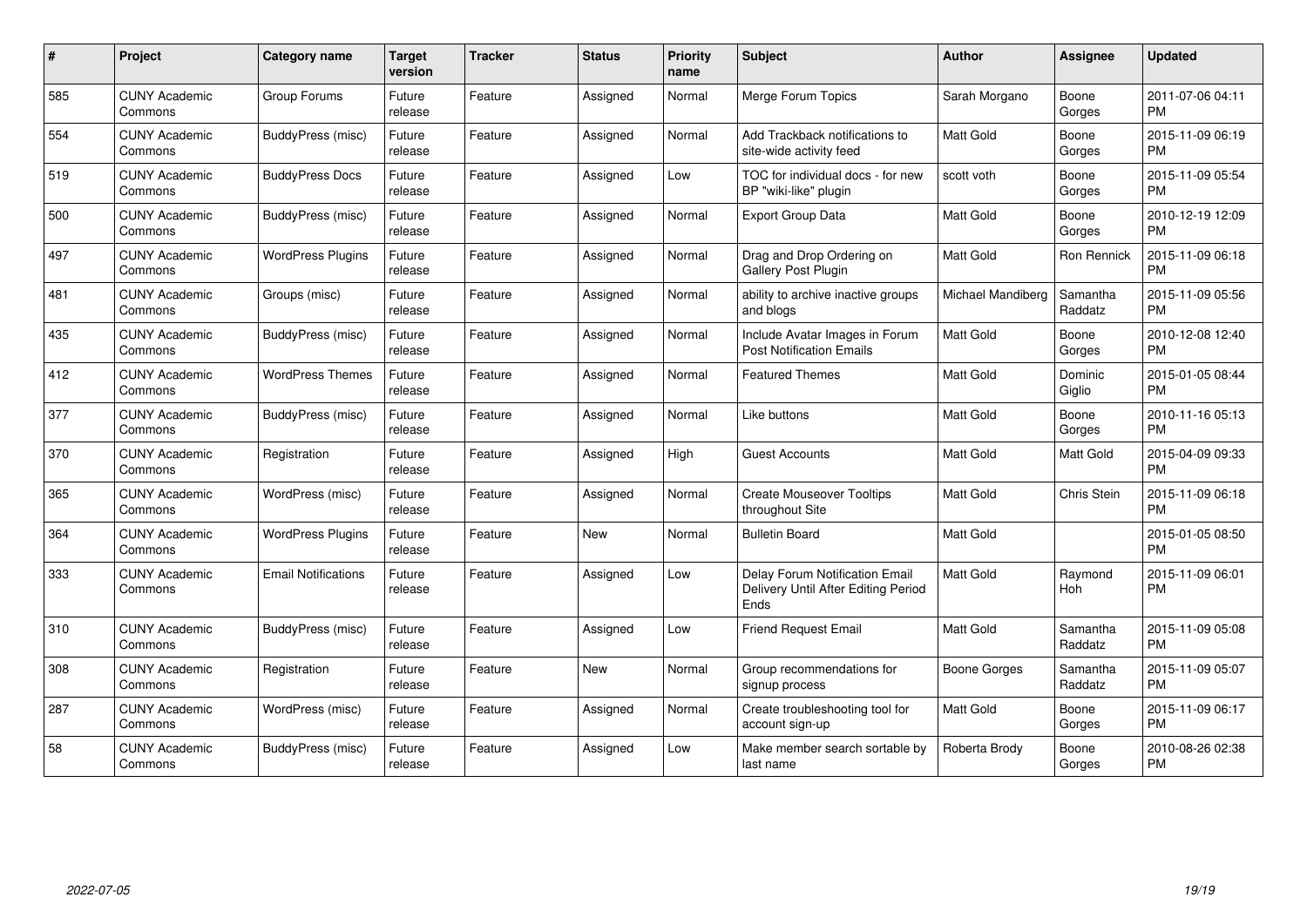| # | Project | Category name | Target version | Tracker | Status | Priority name | Subject | Author | Assignee | Updated |
|---|---|---|---|---|---|---|---|---|---|---|
| 585 | CUNY Academic Commons | Group Forums | Future release | Feature | Assigned | Normal | Merge Forum Topics | Sarah Morgano | Boone Gorges | 2011-07-06 04:11 PM |
| 554 | CUNY Academic Commons | BuddyPress (misc) | Future release | Feature | Assigned | Normal | Add Trackback notifications to site-wide activity feed | Matt Gold | Boone Gorges | 2015-11-09 06:19 PM |
| 519 | CUNY Academic Commons | BuddyPress Docs | Future release | Feature | Assigned | Low | TOC for individual docs - for new BP "wiki-like" plugin | scott voth | Boone Gorges | 2015-11-09 05:54 PM |
| 500 | CUNY Academic Commons | BuddyPress (misc) | Future release | Feature | Assigned | Normal | Export Group Data | Matt Gold | Boone Gorges | 2010-12-19 12:09 PM |
| 497 | CUNY Academic Commons | WordPress Plugins | Future release | Feature | Assigned | Normal | Drag and Drop Ordering on Gallery Post Plugin | Matt Gold | Ron Rennick | 2015-11-09 06:18 PM |
| 481 | CUNY Academic Commons | Groups (misc) | Future release | Feature | Assigned | Normal | ability to archive inactive groups and blogs | Michael Mandiberg | Samantha Raddatz | 2015-11-09 05:56 PM |
| 435 | CUNY Academic Commons | BuddyPress (misc) | Future release | Feature | Assigned | Normal | Include Avatar Images in Forum Post Notification Emails | Matt Gold | Boone Gorges | 2010-12-08 12:40 PM |
| 412 | CUNY Academic Commons | WordPress Themes | Future release | Feature | Assigned | Normal | Featured Themes | Matt Gold | Dominic Giglio | 2015-01-05 08:44 PM |
| 377 | CUNY Academic Commons | BuddyPress (misc) | Future release | Feature | Assigned | Normal | Like buttons | Matt Gold | Boone Gorges | 2010-11-16 05:13 PM |
| 370 | CUNY Academic Commons | Registration | Future release | Feature | Assigned | High | Guest Accounts | Matt Gold | Matt Gold | 2015-04-09 09:33 PM |
| 365 | CUNY Academic Commons | WordPress (misc) | Future release | Feature | Assigned | Normal | Create Mouseover Tooltips throughout Site | Matt Gold | Chris Stein | 2015-11-09 06:18 PM |
| 364 | CUNY Academic Commons | WordPress Plugins | Future release | Feature | New | Normal | Bulletin Board | Matt Gold | | 2015-01-05 08:50 PM |
| 333 | CUNY Academic Commons | Email Notifications | Future release | Feature | Assigned | Low | Delay Forum Notification Email Delivery Until After Editing Period Ends | Matt Gold | Raymond Hoh | 2015-11-09 06:01 PM |
| 310 | CUNY Academic Commons | BuddyPress (misc) | Future release | Feature | Assigned | Low | Friend Request Email | Matt Gold | Samantha Raddatz | 2015-11-09 05:08 PM |
| 308 | CUNY Academic Commons | Registration | Future release | Feature | New | Normal | Group recommendations for signup process | Boone Gorges | Samantha Raddatz | 2015-11-09 05:07 PM |
| 287 | CUNY Academic Commons | WordPress (misc) | Future release | Feature | Assigned | Normal | Create troubleshooting tool for account sign-up | Matt Gold | Boone Gorges | 2015-11-09 06:17 PM |
| 58 | CUNY Academic Commons | BuddyPress (misc) | Future release | Feature | Assigned | Low | Make member search sortable by last name | Roberta Brody | Boone Gorges | 2010-08-26 02:38 PM |